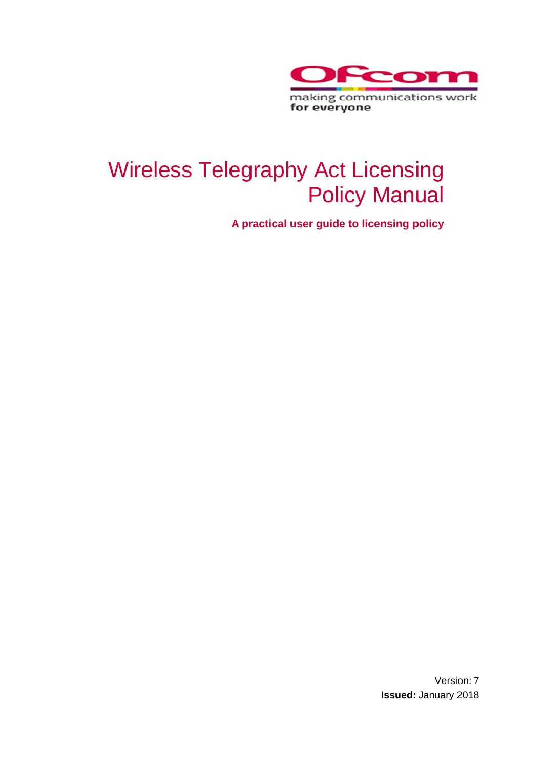Ofcom

making communications work for everyone

# Wireless Telegraphy Act Licensing Policy Manual

**A practical user guide to licensing policy**

Version: 7

**Issued:** January 2018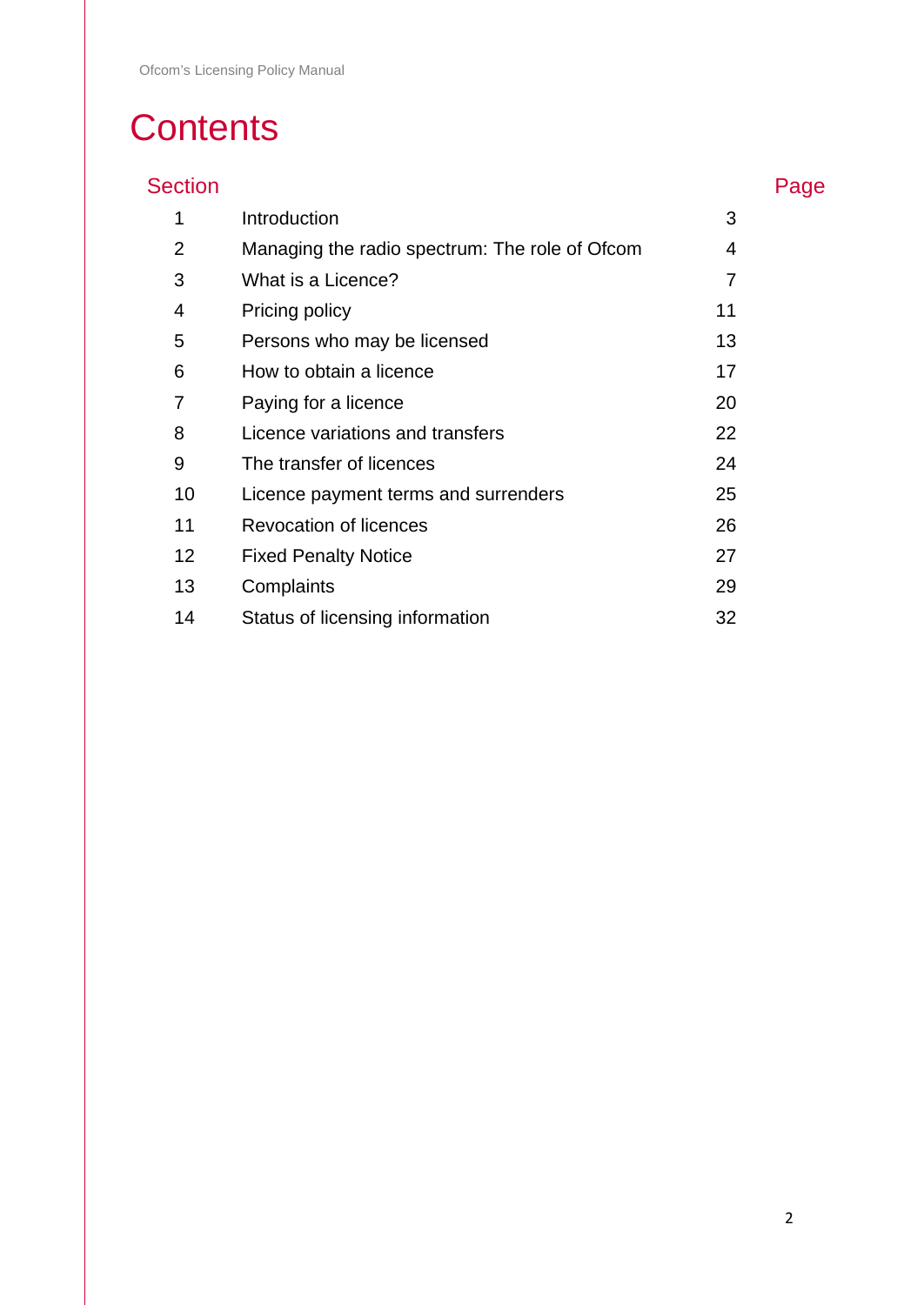# Contents

| Section | | Page |
|---|---|---|
| 1 | Introduction | 3 |
| 2 | Managing the radio spectrum: The role of Ofcom | 4 |
| 3 | What is a Licence? | 7 |
| 4 | Pricing policy | 11 |
| 5 | Persons who may be licensed | 13 |
| 6 | How to obtain a licence | 17 |
| 7 | Paying for a licence | 20 |
| 8 | Licence variations and transfers | 22 |
| 9 | The transfer of licences | 24 |
| 10 | Licence payment terms and surrenders | 25 |
| 11 | Revocation of licences | 26 |
| 12 | Fixed Penalty Notice | 27 |
| 13 | Complaints | 29 |
| 14 | Status of licensing information | 32 |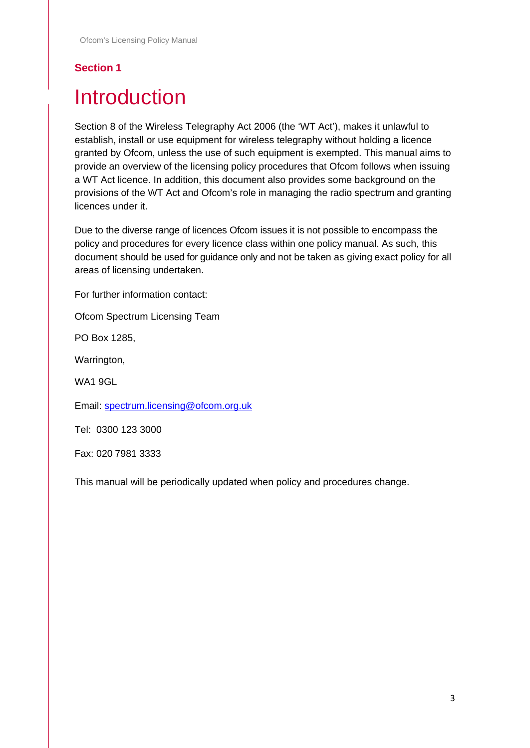## Section 1

# Introduction

Section 8 of the Wireless Telegraphy Act 2006 (the 'WT Act'), makes it unlawful to establish, install or use equipment for wireless telegraphy without holding a licence granted by Ofcom, unless the use of such equipment is exempted. This manual aims to provide an overview of the licensing policy procedures that Ofcom follows when issuing a WT Act licence. In addition, this document also provides some background on the provisions of the WT Act and Ofcom's role in managing the radio spectrum and granting licences under it.

Due to the diverse range of licences Ofcom issues it is not possible to encompass the policy and procedures for every licence class within one policy manual. As such, this document should be used for guidance only and not be taken as giving exact policy for all areas of licensing undertaken.

For further information contact:

Ofcom Spectrum Licensing Team

PO Box 1285,

Warrington,

WA1 9GL

Email: spectrum.licensing@ofcom.org.uk

Tel: 0300 123 3000

Fax: 020 7981 3333

This manual will be periodically updated when policy and procedures change.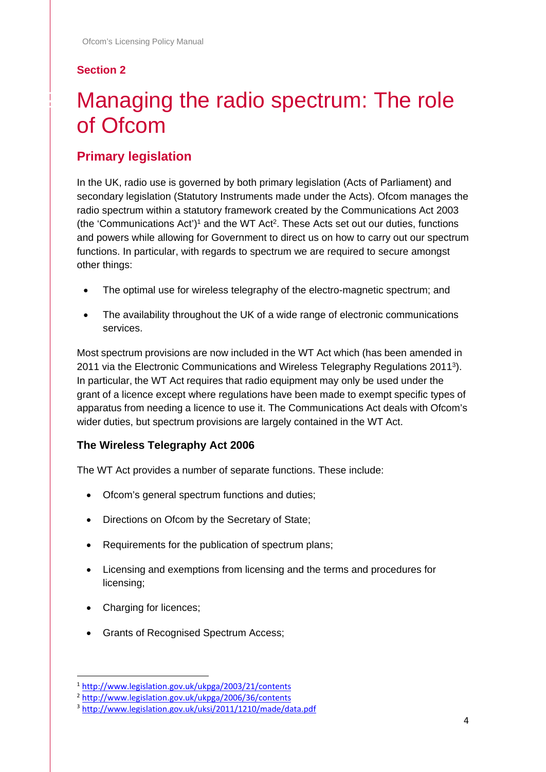## Section 2

# Managing the radio spectrum: The role of Ofcom

## Primary legislation

In the UK, radio use is governed by both primary legislation (Acts of Parliament) and secondary legislation (Statutory Instruments made under the Acts). Ofcom manages the radio spectrum within a statutory framework created by the Communications Act 2003 (the 'Communications Act')[1] and the WT Act[2]. These Acts set out our duties, functions and powers while allowing for Government to direct us on how to carry out our spectrum functions. In particular, with regards to spectrum we are required to secure amongst other things:

- The optimal use for wireless telegraphy of the electro-magnetic spectrum; and
- The availability throughout the UK of a wide range of electronic communications services.

Most spectrum provisions are now included in the WT Act which (has been amended in 2011 via the Electronic Communications and Wireless Telegraphy Regulations 2011[3]). In particular, the WT Act requires that radio equipment may only be used under the grant of a licence except where regulations have been made to exempt specific types of apparatus from needing a licence to use it. The Communications Act deals with Ofcom's wider duties, but spectrum provisions are largely contained in the WT Act.

### The Wireless Telegraphy Act 2006

The WT Act provides a number of separate functions. These include:

- Ofcom's general spectrum functions and duties;
- Directions on Ofcom by the Secretary of State;
- Requirements for the publication of spectrum plans;
- Licensing and exemptions from licensing and the terms and procedures for licensing;
- Charging for licences;
- Grants of Recognised Spectrum Access;

[1] http://www.legislation.gov.uk/ukpga/2003/21/contents
[2] http://www.legislation.gov.uk/ukpga/2006/36/contents
[3] http://www.legislation.gov.uk/uksi/2011/1210/made/data.pdf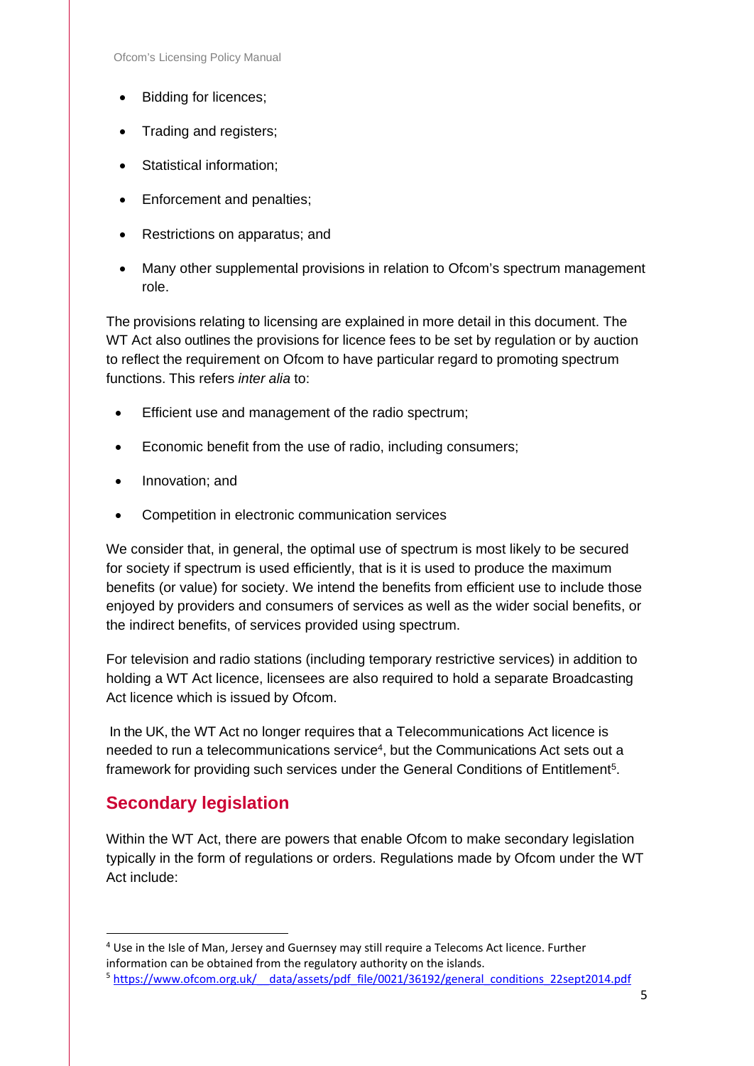- Bidding for licences;
- Trading and registers;
- Statistical information;
- Enforcement and penalties;
- Restrictions on apparatus; and
- Many other supplemental provisions in relation to Ofcom's spectrum management role.

The provisions relating to licensing are explained in more detail in this document. The WT Act also outlines the provisions for licence fees to be set by regulation or by auction to reflect the requirement on Ofcom to have particular regard to promoting spectrum functions. This refers *inter alia* to:

- Efficient use and management of the radio spectrum;
- Economic benefit from the use of radio, including consumers;
- Innovation; and
- Competition in electronic communication services

We consider that, in general, the optimal use of spectrum is most likely to be secured for society if spectrum is used efficiently, that is it is used to produce the maximum benefits (or value) for society. We intend the benefits from efficient use to include those enjoyed by providers and consumers of services as well as the wider social benefits, or the indirect benefits, of services provided using spectrum.

For television and radio stations (including temporary restrictive services) in addition to holding a WT Act licence, licensees are also required to hold a separate Broadcasting Act licence which is issued by Ofcom.

In the UK, the WT Act no longer requires that a Telecommunications Act licence is needed to run a telecommunications service[4], but the Communications Act sets out a framework for providing such services under the General Conditions of Entitlement[5].

## Secondary legislation

Within the WT Act, there are powers that enable Ofcom to make secondary legislation typically in the form of regulations or orders. Regulations made by Ofcom under the WT Act include:

---

[4] Use in the Isle of Man, Jersey and Guernsey may still require a Telecoms Act licence. Further information can be obtained from the regulatory authority on the islands.

[5] https://www.ofcom.org.uk/__data/assets/pdf_file/0021/36192/general_conditions_22sept2014.pdf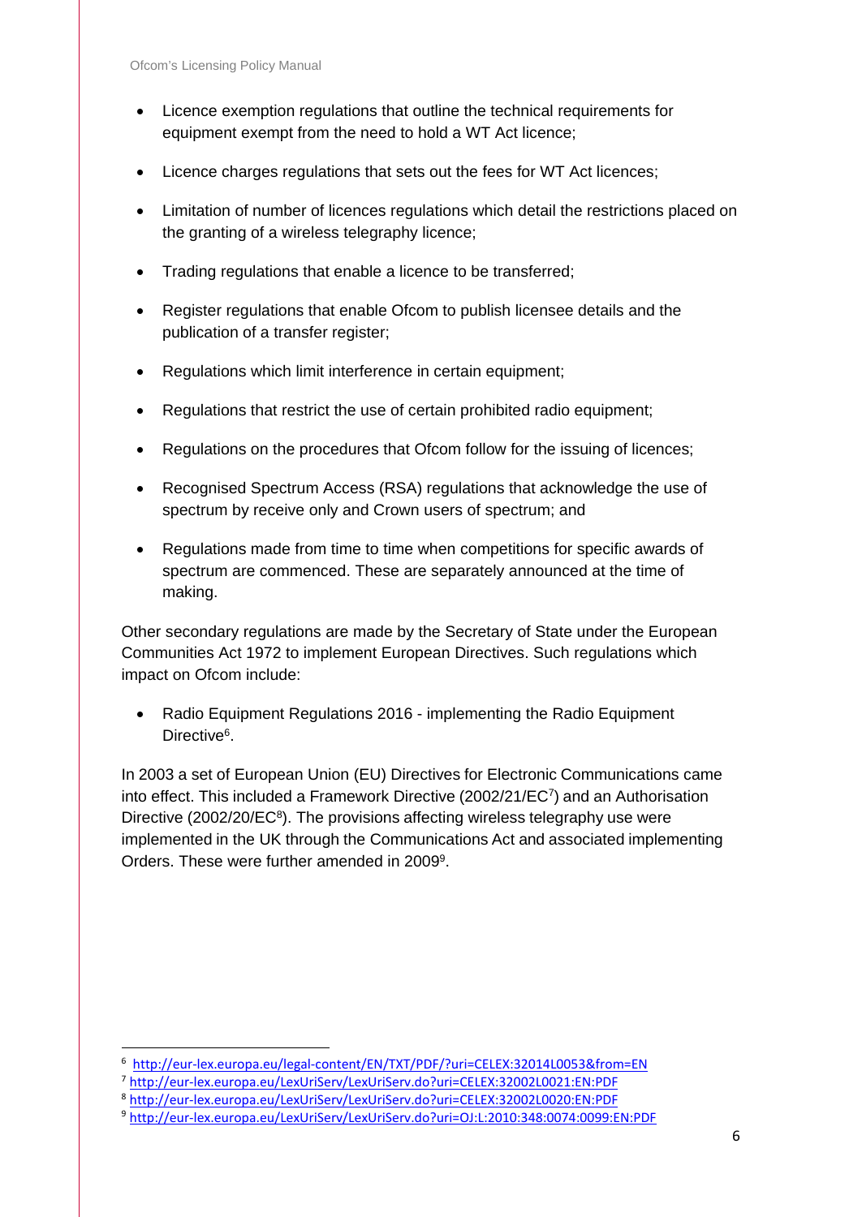- Licence exemption regulations that outline the technical requirements for equipment exempt from the need to hold a WT Act licence;
- Licence charges regulations that sets out the fees for WT Act licences;
- Limitation of number of licences regulations which detail the restrictions placed on the granting of a wireless telegraphy licence;
- Trading regulations that enable a licence to be transferred;
- Register regulations that enable Ofcom to publish licensee details and the publication of a transfer register;
- Regulations which limit interference in certain equipment;
- Regulations that restrict the use of certain prohibited radio equipment;
- Regulations on the procedures that Ofcom follow for the issuing of licences;
- Recognised Spectrum Access (RSA) regulations that acknowledge the use of spectrum by receive only and Crown users of spectrum; and
- Regulations made from time to time when competitions for specific awards of spectrum are commenced. These are separately announced at the time of making.

Other secondary regulations are made by the Secretary of State under the European Communities Act 1972 to implement European Directives. Such regulations which impact on Ofcom include:

- Radio Equipment Regulations 2016 - implementing the Radio Equipment Directive[6].

In 2003 a set of European Union (EU) Directives for Electronic Communications came into effect. This included a Framework Directive (2002/21/EC[7]) and an Authorisation Directive (2002/20/EC[8]). The provisions affecting wireless telegraphy use were implemented in the UK through the Communications Act and associated implementing Orders. These were further amended in 2009[9].

---

[6] http://eur-lex.europa.eu/legal-content/EN/TXT/PDF/?uri=CELEX:32014L0053&from=EN

[7] http://eur-lex.europa.eu/LexUriServ/LexUriServ.do?uri=CELEX:32002L0021:EN:PDF

[8] http://eur-lex.europa.eu/LexUriServ/LexUriServ.do?uri=CELEX:32002L0020:EN:PDF

[9] http://eur-lex.europa.eu/LexUriServ/LexUriServ.do?uri=OJ:L:2010:348:0074:0099:EN:PDF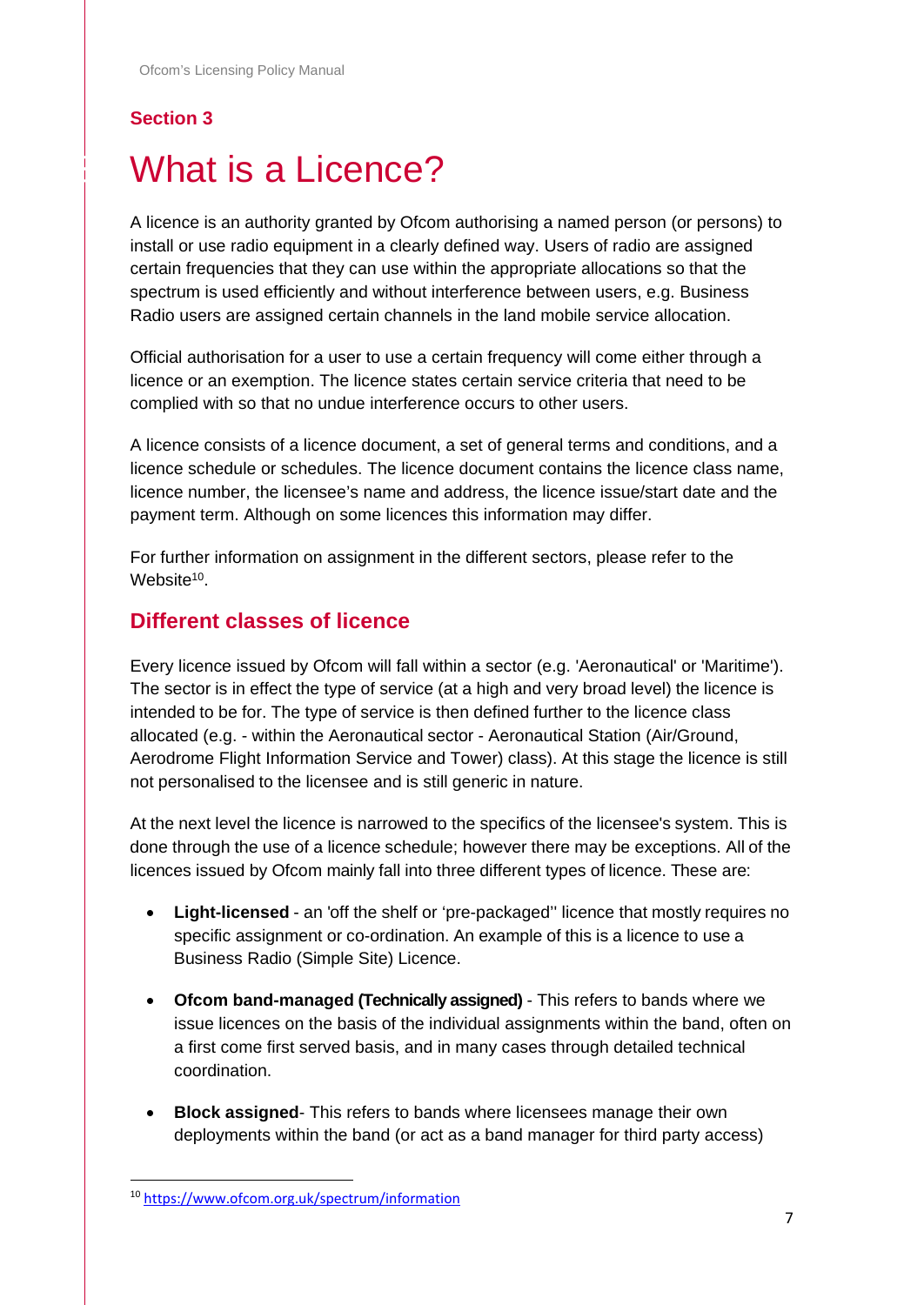## Section 3

# What is a Licence?

A licence is an authority granted by Ofcom authorising a named person (or persons) to install or use radio equipment in a clearly defined way. Users of radio are assigned certain frequencies that they can use within the appropriate allocations so that the spectrum is used efficiently and without interference between users, e.g. Business Radio users are assigned certain channels in the land mobile service allocation.

Official authorisation for a user to use a certain frequency will come either through a licence or an exemption. The licence states certain service criteria that need to be complied with so that no undue interference occurs to other users.

A licence consists of a licence document, a set of general terms and conditions, and a licence schedule or schedules. The licence document contains the licence class name, licence number, the licensee's name and address, the licence issue/start date and the payment term. Although on some licences this information may differ.

For further information on assignment in the different sectors, please refer to the Website[10].

## Different classes of licence

Every licence issued by Ofcom will fall within a sector (e.g. 'Aeronautical' or 'Maritime'). The sector is in effect the type of service (at a high and very broad level) the licence is intended to be for. The type of service is then defined further to the licence class allocated (e.g. - within the Aeronautical sector - Aeronautical Station (Air/Ground, Aerodrome Flight Information Service and Tower) class). At this stage the licence is still not personalised to the licensee and is still generic in nature.

At the next level the licence is narrowed to the specifics of the licensee's system. This is done through the use of a licence schedule; however there may be exceptions. All of the licences issued by Ofcom mainly fall into three different types of licence. These are:

- **Light-licensed** - an 'off the shelf or 'pre-packaged'' licence that mostly requires no specific assignment or co-ordination. An example of this is a licence to use a Business Radio (Simple Site) Licence.
- **Ofcom band-managed (Technically assigned)** - This refers to bands where we issue licences on the basis of the individual assignments within the band, often on a first come first served basis, and in many cases through detailed technical coordination.
- **Block assigned**- This refers to bands where licensees manage their own deployments within the band (or act as a band manager for third party access)

[10] https://www.ofcom.org.uk/spectrum/information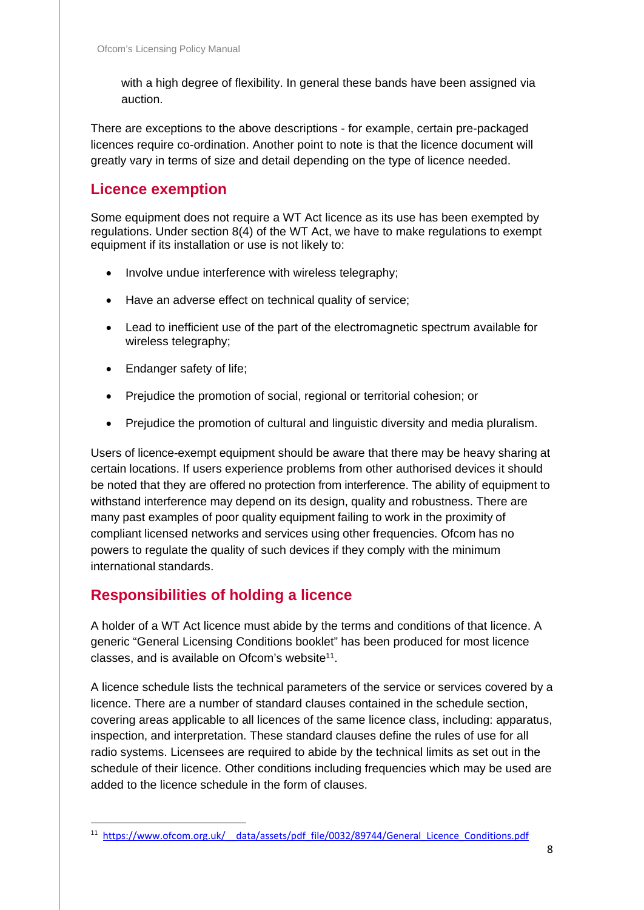with a high degree of flexibility. In general these bands have been assigned via auction.

There are exceptions to the above descriptions - for example, certain pre-packaged licences require co-ordination. Another point to note is that the licence document will greatly vary in terms of size and detail depending on the type of licence needed.

## Licence exemption

Some equipment does not require a WT Act licence as its use has been exempted by regulations. Under section 8(4) of the WT Act, we have to make regulations to exempt equipment if its installation or use is not likely to:

- Involve undue interference with wireless telegraphy;
- Have an adverse effect on technical quality of service;
- Lead to inefficient use of the part of the electromagnetic spectrum available for wireless telegraphy;
- Endanger safety of life;
- Prejudice the promotion of social, regional or territorial cohesion; or
- Prejudice the promotion of cultural and linguistic diversity and media pluralism.

Users of licence-exempt equipment should be aware that there may be heavy sharing at certain locations. If users experience problems from other authorised devices it should be noted that they are offered no protection from interference. The ability of equipment to withstand interference may depend on its design, quality and robustness. There are many past examples of poor quality equipment failing to work in the proximity of compliant licensed networks and services using other frequencies. Ofcom has no powers to regulate the quality of such devices if they comply with the minimum international standards.

## Responsibilities of holding a licence

A holder of a WT Act licence must abide by the terms and conditions of that licence. A generic "General Licensing Conditions booklet" has been produced for most licence classes, and is available on Ofcom's website[11].

A licence schedule lists the technical parameters of the service or services covered by a licence. There are a number of standard clauses contained in the schedule section, covering areas applicable to all licences of the same licence class, including: apparatus, inspection, and interpretation. These standard clauses define the rules of use for all radio systems. Licensees are required to abide by the technical limits as set out in the schedule of their licence. Other conditions including frequencies which may be used are added to the licence schedule in the form of clauses.

[11] https://www.ofcom.org.uk/__data/assets/pdf_file/0032/89744/General_Licence_Conditions.pdf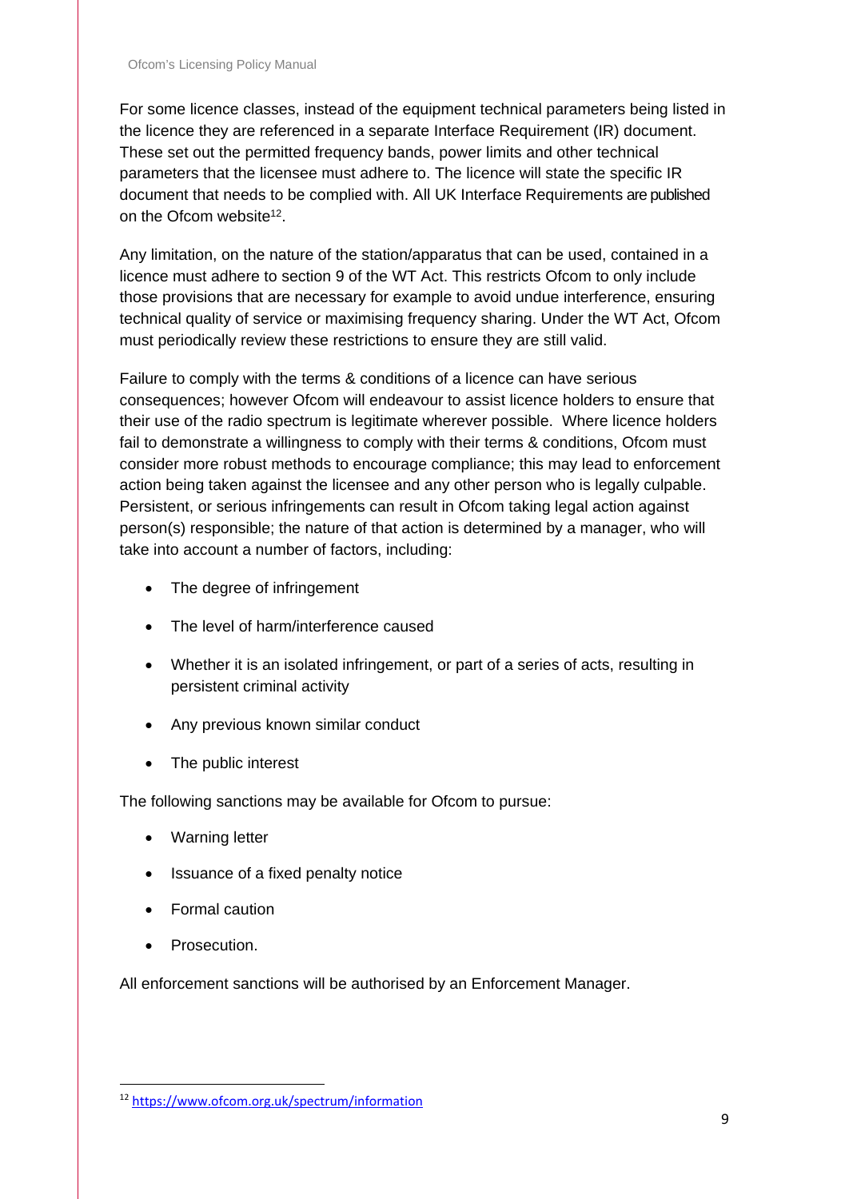For some licence classes, instead of the equipment technical parameters being listed in the licence they are referenced in a separate Interface Requirement (IR) document. These set out the permitted frequency bands, power limits and other technical parameters that the licensee must adhere to. The licence will state the specific IR document that needs to be complied with. All UK Interface Requirements are published on the Ofcom website[12].

Any limitation, on the nature of the station/apparatus that can be used, contained in a licence must adhere to section 9 of the WT Act. This restricts Ofcom to only include those provisions that are necessary for example to avoid undue interference, ensuring technical quality of service or maximising frequency sharing. Under the WT Act, Ofcom must periodically review these restrictions to ensure they are still valid.

Failure to comply with the terms & conditions of a licence can have serious consequences; however Ofcom will endeavour to assist licence holders to ensure that their use of the radio spectrum is legitimate wherever possible. Where licence holders fail to demonstrate a willingness to comply with their terms & conditions, Ofcom must consider more robust methods to encourage compliance; this may lead to enforcement action being taken against the licensee and any other person who is legally culpable. Persistent, or serious infringements can result in Ofcom taking legal action against person(s) responsible; the nature of that action is determined by a manager, who will take into account a number of factors, including:

- The degree of infringement
- The level of harm/interference caused
- Whether it is an isolated infringement, or part of a series of acts, resulting in persistent criminal activity
- Any previous known similar conduct
- The public interest

The following sanctions may be available for Ofcom to pursue:

- Warning letter
- Issuance of a fixed penalty notice
- Formal caution
- Prosecution.

All enforcement sanctions will be authorised by an Enforcement Manager.

---

[12] https://www.ofcom.org.uk/spectrum/information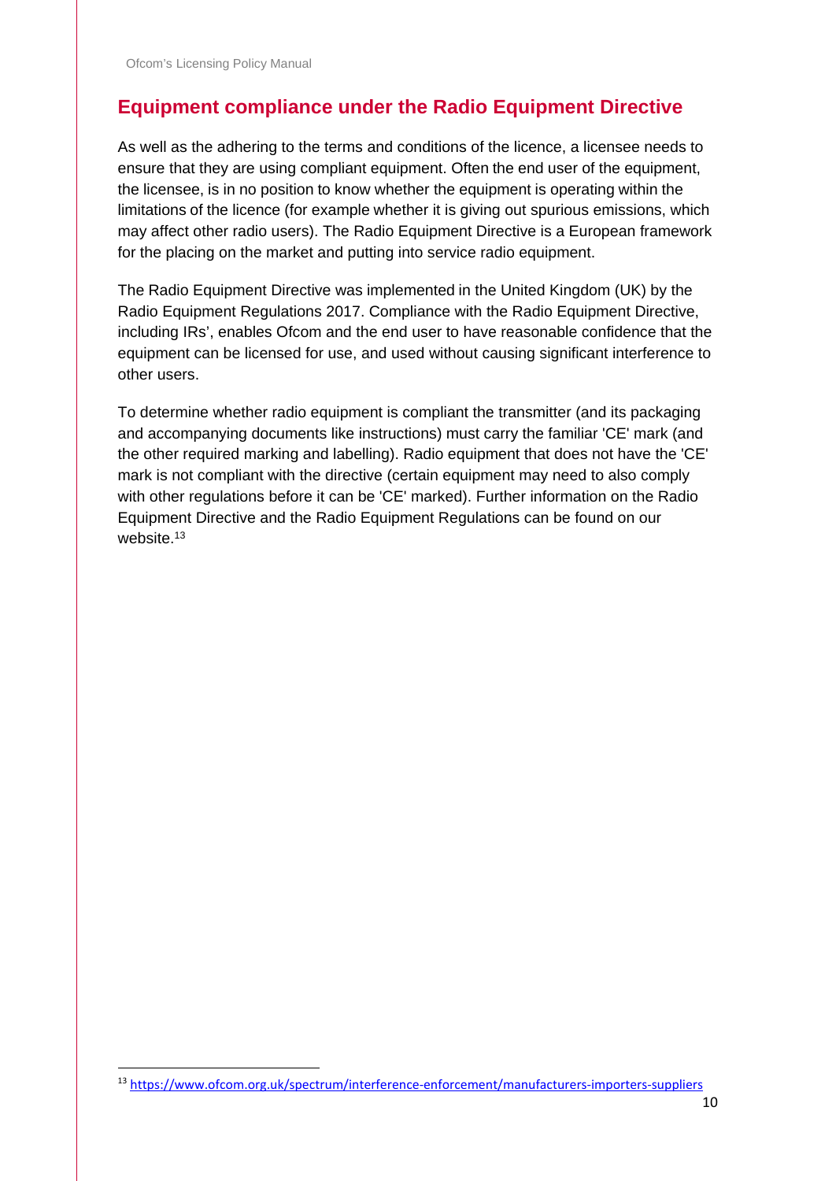## Equipment compliance under the Radio Equipment Directive

As well as the adhering to the terms and conditions of the licence, a licensee needs to ensure that they are using compliant equipment. Often the end user of the equipment, the licensee, is in no position to know whether the equipment is operating within the limitations of the licence (for example whether it is giving out spurious emissions, which may affect other radio users). The Radio Equipment Directive is a European framework for the placing on the market and putting into service radio equipment.

The Radio Equipment Directive was implemented in the United Kingdom (UK) by the Radio Equipment Regulations 2017. Compliance with the Radio Equipment Directive, including IRs', enables Ofcom and the end user to have reasonable confidence that the equipment can be licensed for use, and used without causing significant interference to other users.

To determine whether radio equipment is compliant the transmitter (and its packaging and accompanying documents like instructions) must carry the familiar 'CE' mark (and the other required marking and labelling). Radio equipment that does not have the 'CE' mark is not compliant with the directive (certain equipment may need to also comply with other regulations before it can be 'CE' marked). Further information on the Radio Equipment Directive and the Radio Equipment Regulations can be found on our website.[13]

[13] https://www.ofcom.org.uk/spectrum/interference-enforcement/manufacturers-importers-suppliers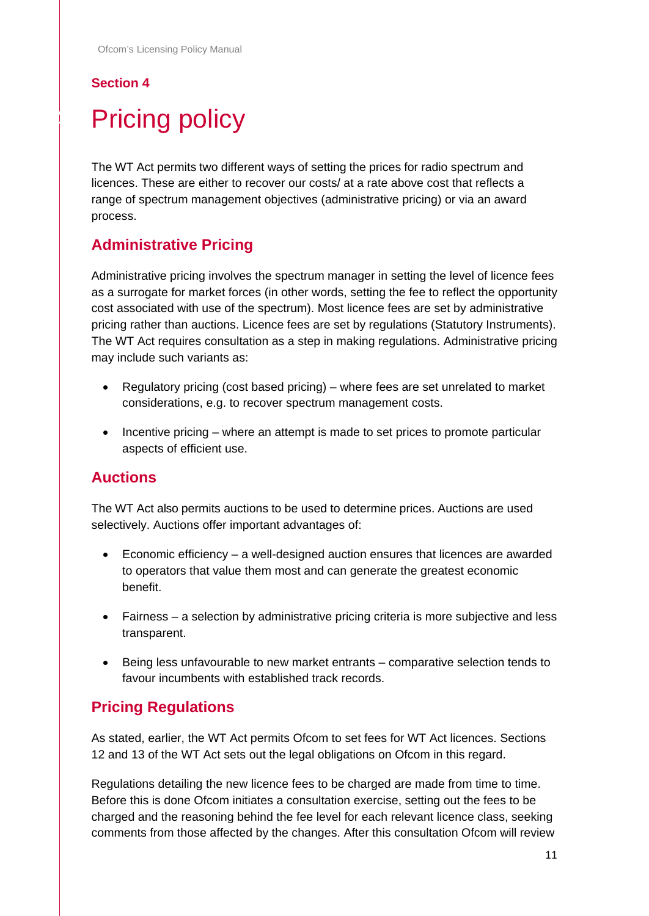## Section 4

# Pricing policy

The WT Act permits two different ways of setting the prices for radio spectrum and licences. These are either to recover our costs/ at a rate above cost that reflects a range of spectrum management objectives (administrative pricing) or via an award process.

## Administrative Pricing

Administrative pricing involves the spectrum manager in setting the level of licence fees as a surrogate for market forces (in other words, setting the fee to reflect the opportunity cost associated with use of the spectrum). Most licence fees are set by administrative pricing rather than auctions. Licence fees are set by regulations (Statutory Instruments). The WT Act requires consultation as a step in making regulations. Administrative pricing may include such variants as:

- Regulatory pricing (cost based pricing) – where fees are set unrelated to market considerations, e.g. to recover spectrum management costs.
- Incentive pricing – where an attempt is made to set prices to promote particular aspects of efficient use.

## Auctions

The WT Act also permits auctions to be used to determine prices. Auctions are used selectively. Auctions offer important advantages of:

- Economic efficiency – a well-designed auction ensures that licences are awarded to operators that value them most and can generate the greatest economic benefit.
- Fairness – a selection by administrative pricing criteria is more subjective and less transparent.
- Being less unfavourable to new market entrants – comparative selection tends to favour incumbents with established track records.

## Pricing Regulations

As stated, earlier, the WT Act permits Ofcom to set fees for WT Act licences. Sections 12 and 13 of the WT Act sets out the legal obligations on Ofcom in this regard.

Regulations detailing the new licence fees to be charged are made from time to time. Before this is done Ofcom initiates a consultation exercise, setting out the fees to be charged and the reasoning behind the fee level for each relevant licence class, seeking comments from those affected by the changes. After this consultation Ofcom will review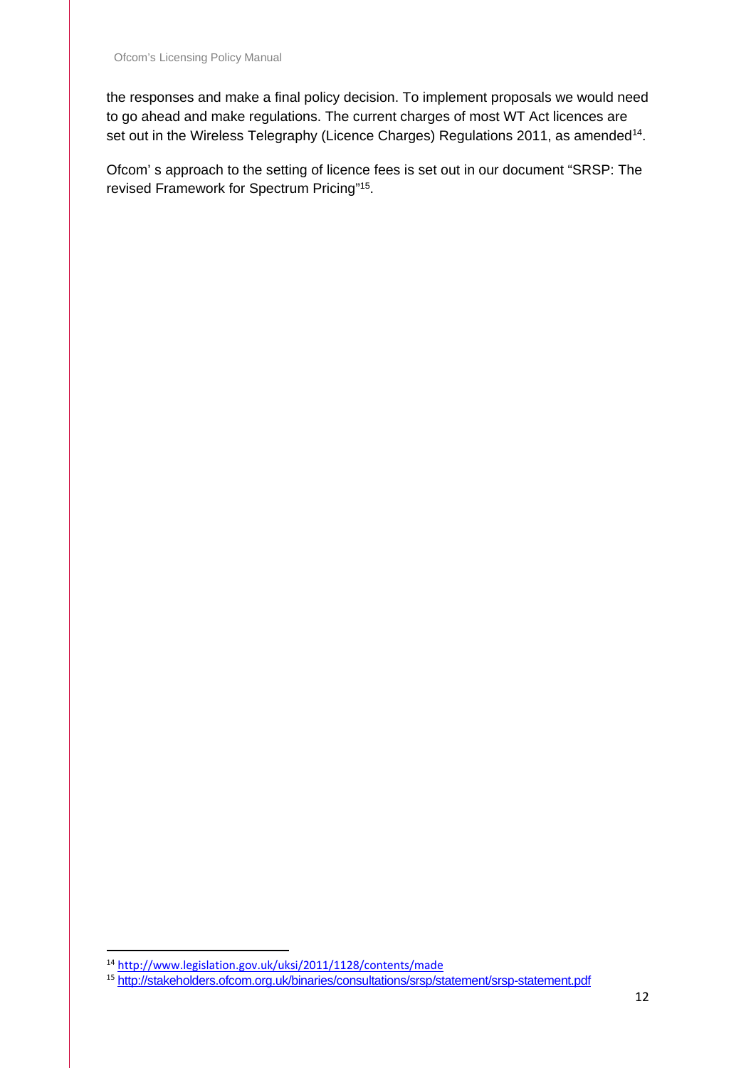the responses and make a final policy decision. To implement proposals we would need to go ahead and make regulations. The current charges of most WT Act licences are set out in the Wireless Telegraphy (Licence Charges) Regulations 2011, as amended[14].

Ofcom' s approach to the setting of licence fees is set out in our document "SRSP: The revised Framework for Spectrum Pricing"[15].

[14] http://www.legislation.gov.uk/uksi/2011/1128/contents/made

[15] http://stakeholders.ofcom.org.uk/binaries/consultations/srsp/statement/srsp-statement.pdf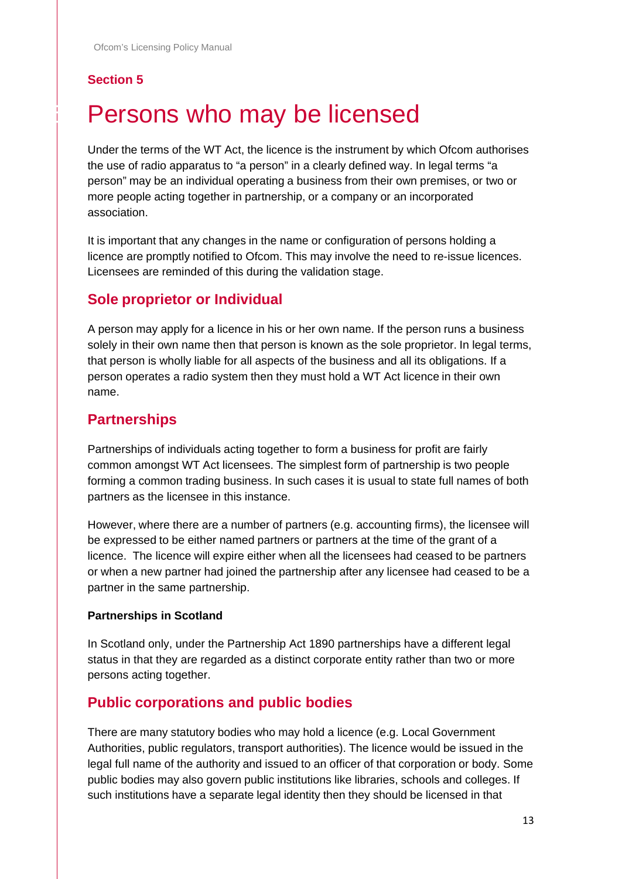## Section 5

# Persons who may be licensed

Under the terms of the WT Act, the licence is the instrument by which Ofcom authorises the use of radio apparatus to "a person" in a clearly defined way. In legal terms "a person" may be an individual operating a business from their own premises, or two or more people acting together in partnership, or a company or an incorporated association.

It is important that any changes in the name or configuration of persons holding a licence are promptly notified to Ofcom. This may involve the need to re-issue licences. Licensees are reminded of this during the validation stage.

## Sole proprietor or Individual

A person may apply for a licence in his or her own name. If the person runs a business solely in their own name then that person is known as the sole proprietor. In legal terms, that person is wholly liable for all aspects of the business and all its obligations. If a person operates a radio system then they must hold a WT Act licence in their own name.

## Partnerships

Partnerships of individuals acting together to form a business for profit are fairly common amongst WT Act licensees. The simplest form of partnership is two people forming a common trading business. In such cases it is usual to state full names of both partners as the licensee in this instance.

However, where there are a number of partners (e.g. accounting firms), the licensee will be expressed to be either named partners or partners at the time of the grant of a licence. The licence will expire either when all the licensees had ceased to be partners or when a new partner had joined the partnership after any licensee had ceased to be a partner in the same partnership.

### Partnerships in Scotland

In Scotland only, under the Partnership Act 1890 partnerships have a different legal status in that they are regarded as a distinct corporate entity rather than two or more persons acting together.

## Public corporations and public bodies

There are many statutory bodies who may hold a licence (e.g. Local Government Authorities, public regulators, transport authorities). The licence would be issued in the legal full name of the authority and issued to an officer of that corporation or body. Some public bodies may also govern public institutions like libraries, schools and colleges. If such institutions have a separate legal identity then they should be licensed in that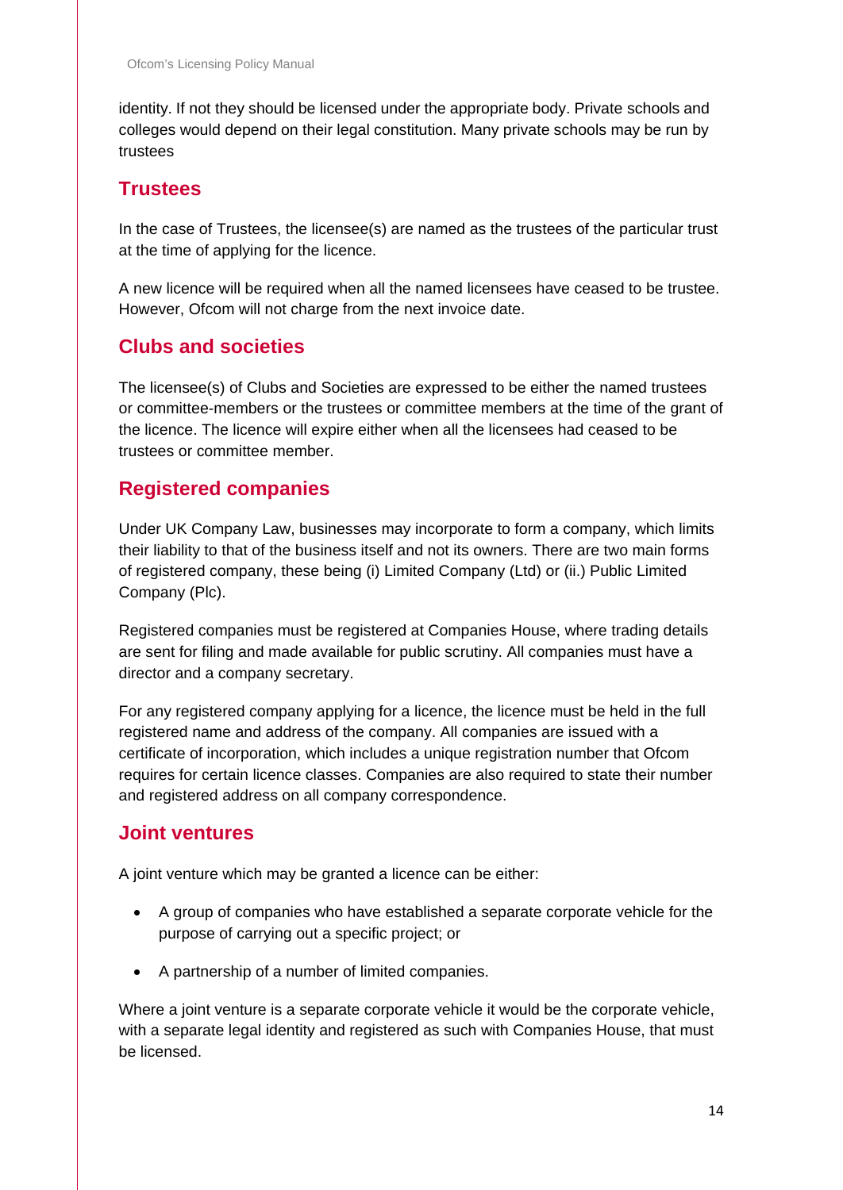identity. If not they should be licensed under the appropriate body. Private schools and colleges would depend on their legal constitution. Many private schools may be run by trustees

## Trustees

In the case of Trustees, the licensee(s) are named as the trustees of the particular trust at the time of applying for the licence.

A new licence will be required when all the named licensees have ceased to be trustee. However, Ofcom will not charge from the next invoice date.

## Clubs and societies

The licensee(s) of Clubs and Societies are expressed to be either the named trustees or committee-members or the trustees or committee members at the time of the grant of the licence. The licence will expire either when all the licensees had ceased to be trustees or committee member.

## Registered companies

Under UK Company Law, businesses may incorporate to form a company, which limits their liability to that of the business itself and not its owners. There are two main forms of registered company, these being (i) Limited Company (Ltd) or (ii.) Public Limited Company (Plc).

Registered companies must be registered at Companies House, where trading details are sent for filing and made available for public scrutiny. All companies must have a director and a company secretary.

For any registered company applying for a licence, the licence must be held in the full registered name and address of the company. All companies are issued with a certificate of incorporation, which includes a unique registration number that Ofcom requires for certain licence classes. Companies are also required to state their number and registered address on all company correspondence.

## Joint ventures

A joint venture which may be granted a licence can be either:

- A group of companies who have established a separate corporate vehicle for the purpose of carrying out a specific project; or
- A partnership of a number of limited companies.

Where a joint venture is a separate corporate vehicle it would be the corporate vehicle, with a separate legal identity and registered as such with Companies House, that must be licensed.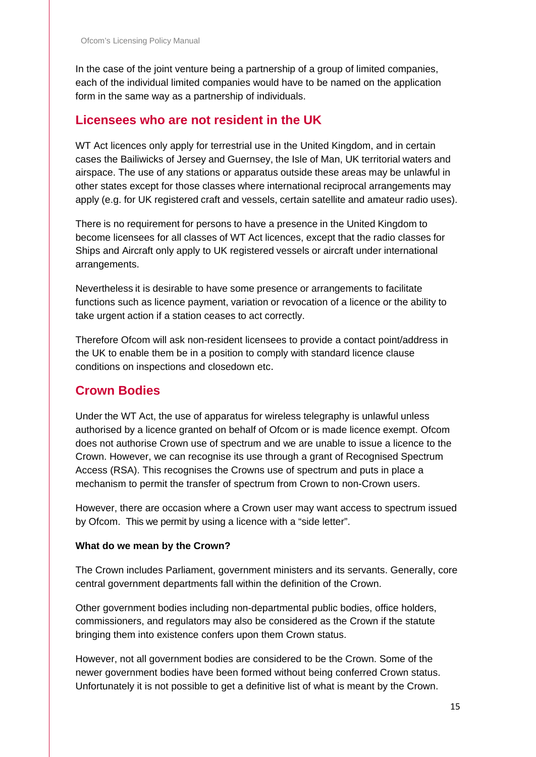In the case of the joint venture being a partnership of a group of limited companies, each of the individual limited companies would have to be named on the application form in the same way as a partnership of individuals.

## Licensees who are not resident in the UK

WT Act licences only apply for terrestrial use in the United Kingdom, and in certain cases the Bailiwicks of Jersey and Guernsey, the Isle of Man, UK territorial waters and airspace. The use of any stations or apparatus outside these areas may be unlawful in other states except for those classes where international reciprocal arrangements may apply (e.g. for UK registered craft and vessels, certain satellite and amateur radio uses).

There is no requirement for persons to have a presence in the United Kingdom to become licensees for all classes of WT Act licences, except that the radio classes for Ships and Aircraft only apply to UK registered vessels or aircraft under international arrangements.

Nevertheless it is desirable to have some presence or arrangements to facilitate functions such as licence payment, variation or revocation of a licence or the ability to take urgent action if a station ceases to act correctly.

Therefore Ofcom will ask non-resident licensees to provide a contact point/address in the UK to enable them be in a position to comply with standard licence clause conditions on inspections and closedown etc.

## Crown Bodies

Under the WT Act, the use of apparatus for wireless telegraphy is unlawful unless authorised by a licence granted on behalf of Ofcom or is made licence exempt. Ofcom does not authorise Crown use of spectrum and we are unable to issue a licence to the Crown. However, we can recognise its use through a grant of Recognised Spectrum Access (RSA). This recognises the Crowns use of spectrum and puts in place a mechanism to permit the transfer of spectrum from Crown to non-Crown users.

However, there are occasion where a Crown user may want access to spectrum issued by Ofcom. This we permit by using a licence with a "side letter".

**What do we mean by the Crown?**

The Crown includes Parliament, government ministers and its servants. Generally, core central government departments fall within the definition of the Crown.

Other government bodies including non-departmental public bodies, office holders, commissioners, and regulators may also be considered as the Crown if the statute bringing them into existence confers upon them Crown status.

However, not all government bodies are considered to be the Crown. Some of the newer government bodies have been formed without being conferred Crown status. Unfortunately it is not possible to get a definitive list of what is meant by the Crown.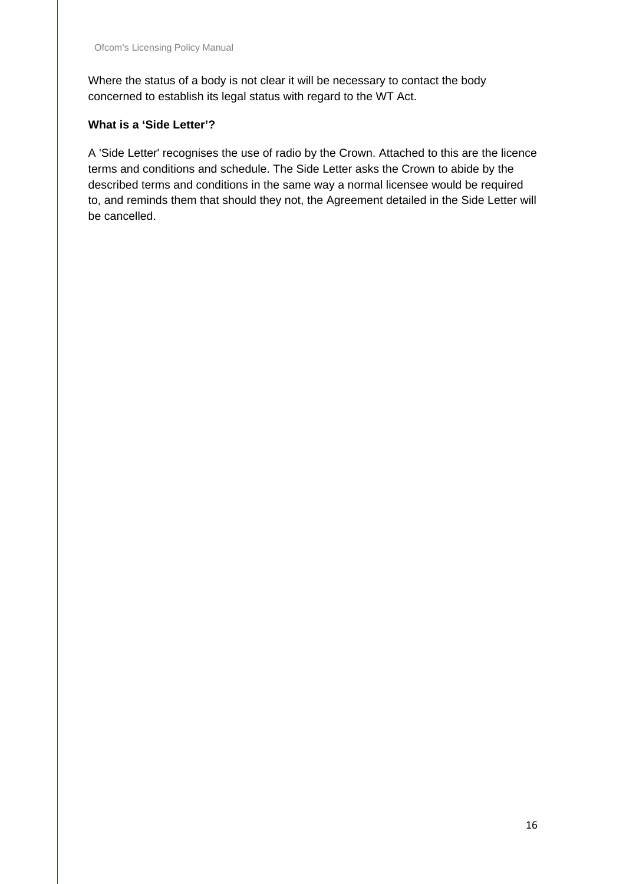Where the status of a body is not clear it will be necessary to contact the body concerned to establish its legal status with regard to the WT Act.

**What is a 'Side Letter'?**

A 'Side Letter' recognises the use of radio by the Crown. Attached to this are the licence terms and conditions and schedule. The Side Letter asks the Crown to abide by the described terms and conditions in the same way a normal licensee would be required to, and reminds them that should they not, the Agreement detailed in the Side Letter will be cancelled.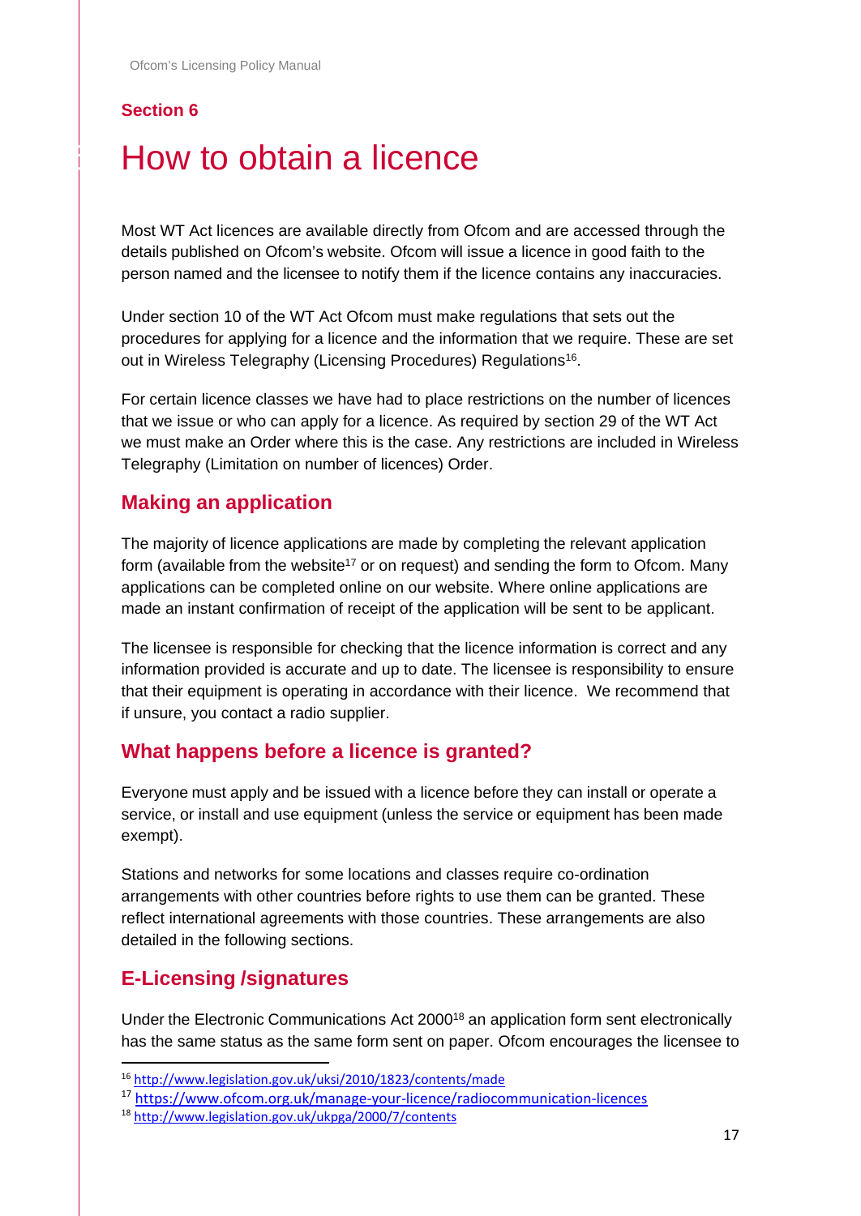## Section 6

# How to obtain a licence

Most WT Act licences are available directly from Ofcom and are accessed through the details published on Ofcom's website. Ofcom will issue a licence in good faith to the person named and the licensee to notify them if the licence contains any inaccuracies.

Under section 10 of the WT Act Ofcom must make regulations that sets out the procedures for applying for a licence and the information that we require. These are set out in Wireless Telegraphy (Licensing Procedures) Regulations[16].

For certain licence classes we have had to place restrictions on the number of licences that we issue or who can apply for a licence. As required by section 29 of the WT Act we must make an Order where this is the case. Any restrictions are included in Wireless Telegraphy (Limitation on number of licences) Order.

### Making an application

The majority of licence applications are made by completing the relevant application form (available from the website[17] or on request) and sending the form to Ofcom. Many applications can be completed online on our website. Where online applications are made an instant confirmation of receipt of the application will be sent to be applicant.

The licensee is responsible for checking that the licence information is correct and any information provided is accurate and up to date. The licensee is responsibility to ensure that their equipment is operating in accordance with their licence. We recommend that if unsure, you contact a radio supplier.

### What happens before a licence is granted?

Everyone must apply and be issued with a licence before they can install or operate a service, or install and use equipment (unless the service or equipment has been made exempt).

Stations and networks for some locations and classes require co-ordination arrangements with other countries before rights to use them can be granted. These reflect international agreements with those countries. These arrangements are also detailed in the following sections.

### E-Licensing /signatures

Under the Electronic Communications Act 2000[18] an application form sent electronically has the same status as the same form sent on paper. Ofcom encourages the licensee to

---

[16] http://www.legislation.gov.uk/uksi/2010/1823/contents/made

[17] https://www.ofcom.org.uk/manage-your-licence/radiocommunication-licences

[18] http://www.legislation.gov.uk/ukpga/2000/7/contents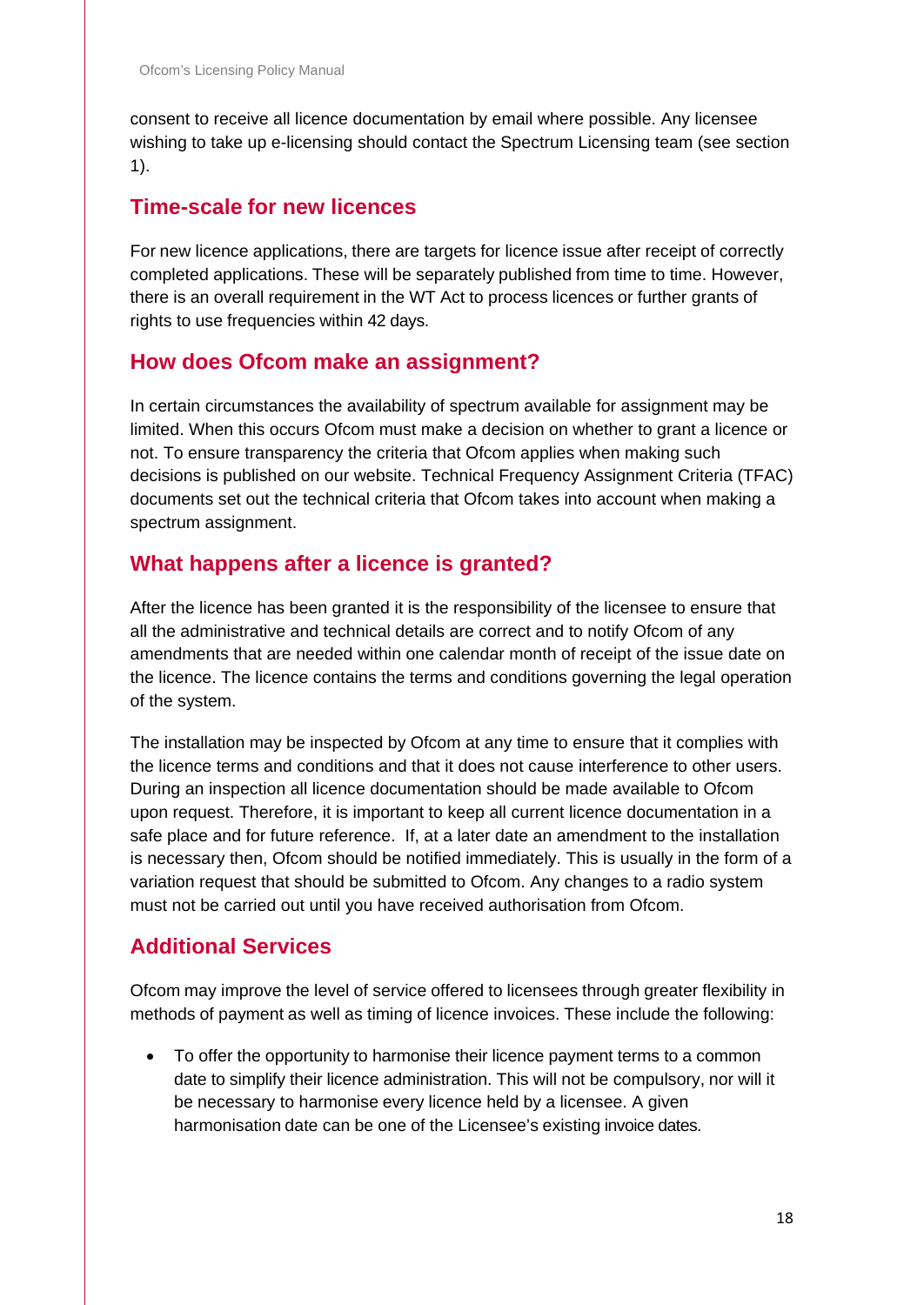consent to receive all licence documentation by email where possible. Any licensee wishing to take up e-licensing should contact the Spectrum Licensing team (see section 1).

## Time-scale for new licences

For new licence applications, there are targets for licence issue after receipt of correctly completed applications. These will be separately published from time to time. However, there is an overall requirement in the WT Act to process licences or further grants of rights to use frequencies within 42 days.

## How does Ofcom make an assignment?

In certain circumstances the availability of spectrum available for assignment may be limited. When this occurs Ofcom must make a decision on whether to grant a licence or not. To ensure transparency the criteria that Ofcom applies when making such decisions is published on our website. Technical Frequency Assignment Criteria (TFAC) documents set out the technical criteria that Ofcom takes into account when making a spectrum assignment.

## What happens after a licence is granted?

After the licence has been granted it is the responsibility of the licensee to ensure that all the administrative and technical details are correct and to notify Ofcom of any amendments that are needed within one calendar month of receipt of the issue date on the licence. The licence contains the terms and conditions governing the legal operation of the system.

The installation may be inspected by Ofcom at any time to ensure that it complies with the licence terms and conditions and that it does not cause interference to other users. During an inspection all licence documentation should be made available to Ofcom upon request. Therefore, it is important to keep all current licence documentation in a safe place and for future reference. If, at a later date an amendment to the installation is necessary then, Ofcom should be notified immediately. This is usually in the form of a variation request that should be submitted to Ofcom. Any changes to a radio system must not be carried out until you have received authorisation from Ofcom.

## Additional Services

Ofcom may improve the level of service offered to licensees through greater flexibility in methods of payment as well as timing of licence invoices. These include the following:

- To offer the opportunity to harmonise their licence payment terms to a common date to simplify their licence administration. This will not be compulsory, nor will it be necessary to harmonise every licence held by a licensee. A given harmonisation date can be one of the Licensee's existing invoice dates.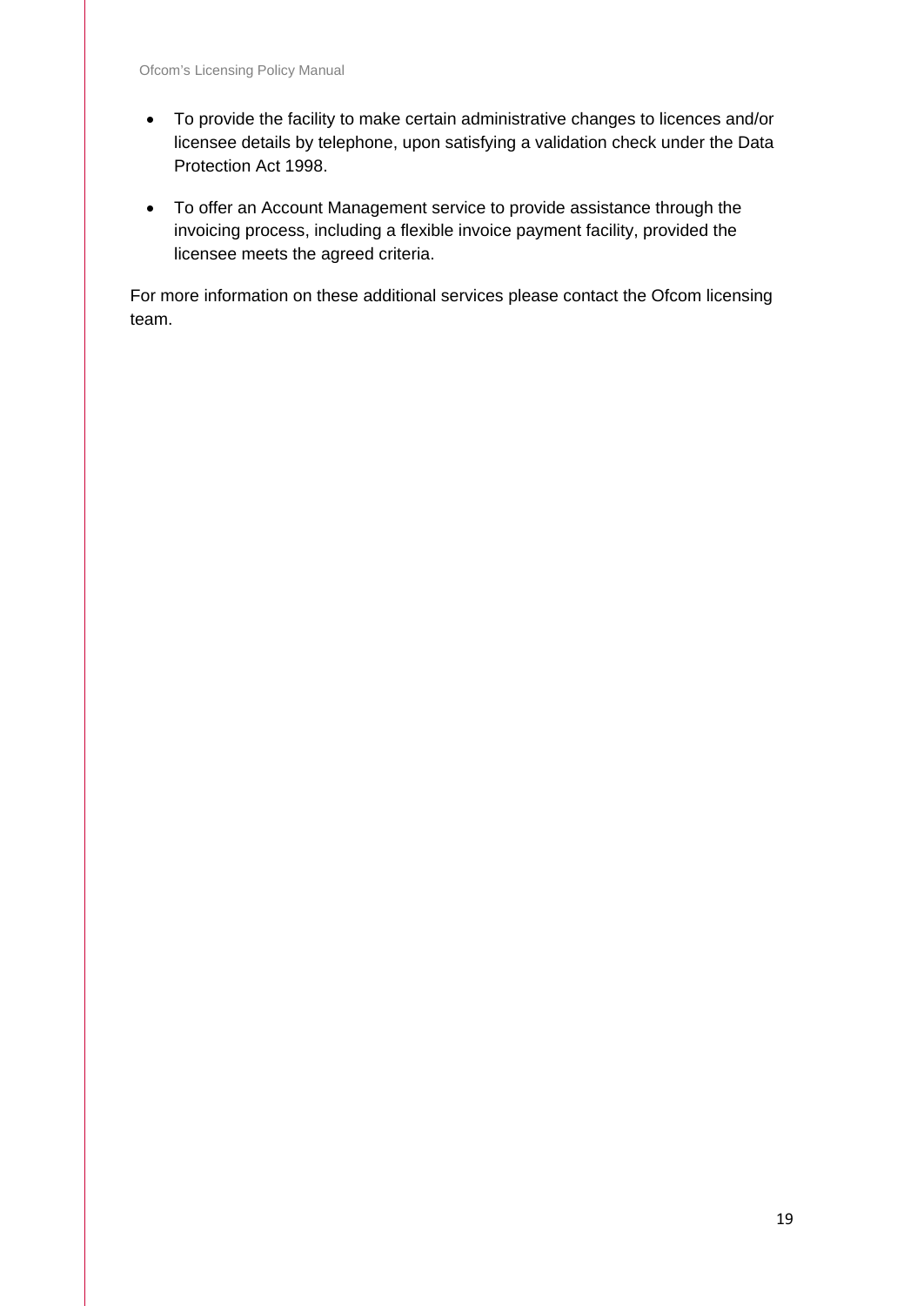- To provide the facility to make certain administrative changes to licences and/or licensee details by telephone, upon satisfying a validation check under the Data Protection Act 1998.

- To offer an Account Management service to provide assistance through the invoicing process, including a flexible invoice payment facility, provided the licensee meets the agreed criteria.

For more information on these additional services please contact the Ofcom licensing team.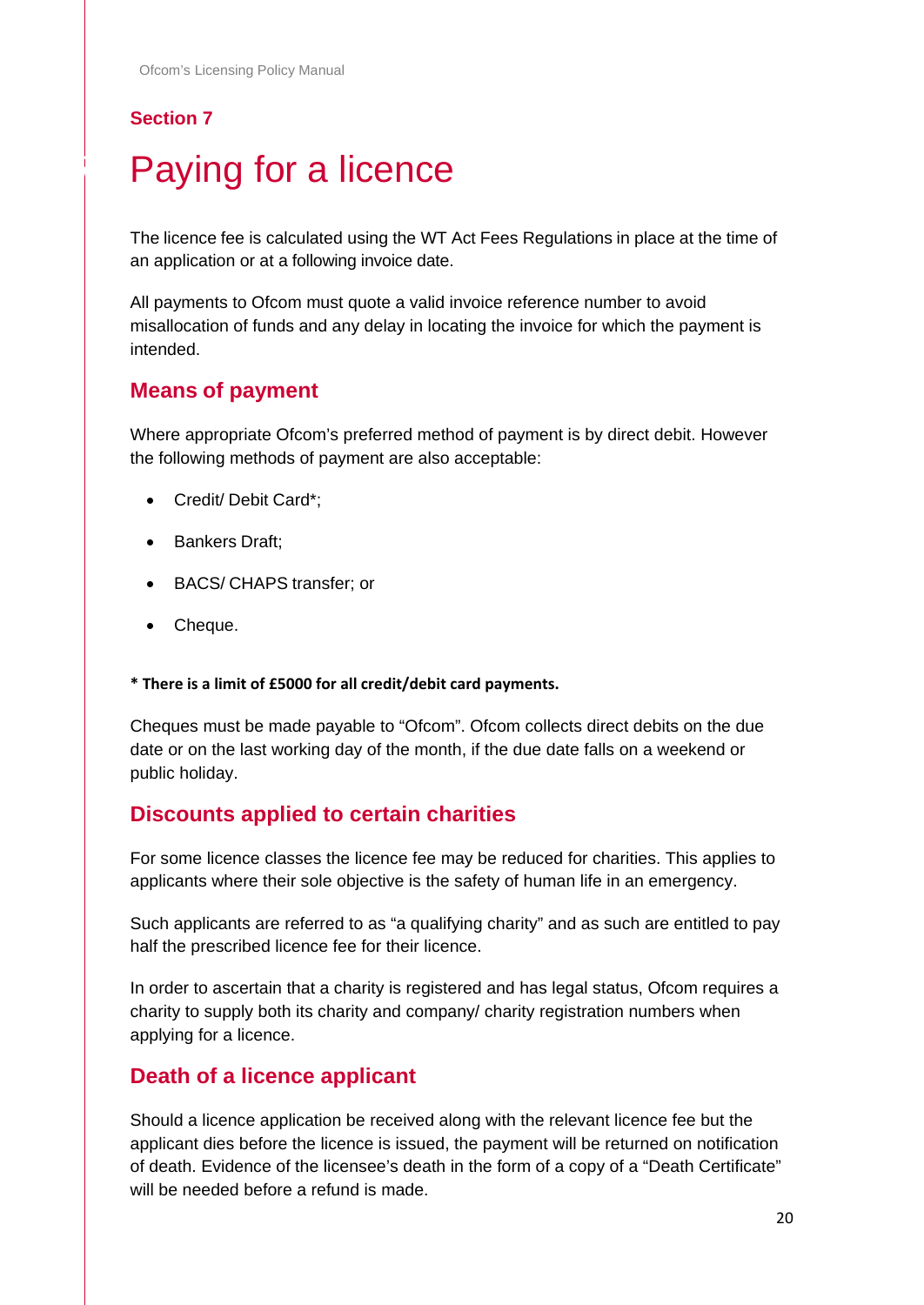Section 7

# Paying for a licence

The licence fee is calculated using the WT Act Fees Regulations in place at the time of an application or at a following invoice date.

All payments to Ofcom must quote a valid invoice reference number to avoid misallocation of funds and any delay in locating the invoice for which the payment is intended.

## Means of payment

Where appropriate Ofcom's preferred method of payment is by direct debit. However the following methods of payment are also acceptable:

- Credit/ Debit Card*;
- Bankers Draft;
- BACS/ CHAPS transfer; or
- Cheque.

**\* There is a limit of £5000 for all credit/debit card payments.**

Cheques must be made payable to "Ofcom". Ofcom collects direct debits on the due date or on the last working day of the month, if the due date falls on a weekend or public holiday.

## Discounts applied to certain charities

For some licence classes the licence fee may be reduced for charities. This applies to applicants where their sole objective is the safety of human life in an emergency.

Such applicants are referred to as "a qualifying charity" and as such are entitled to pay half the prescribed licence fee for their licence.

In order to ascertain that a charity is registered and has legal status, Ofcom requires a charity to supply both its charity and company/ charity registration numbers when applying for a licence.

## Death of a licence applicant

Should a licence application be received along with the relevant licence fee but the applicant dies before the licence is issued, the payment will be returned on notification of death. Evidence of the licensee's death in the form of a copy of a "Death Certificate" will be needed before a refund is made.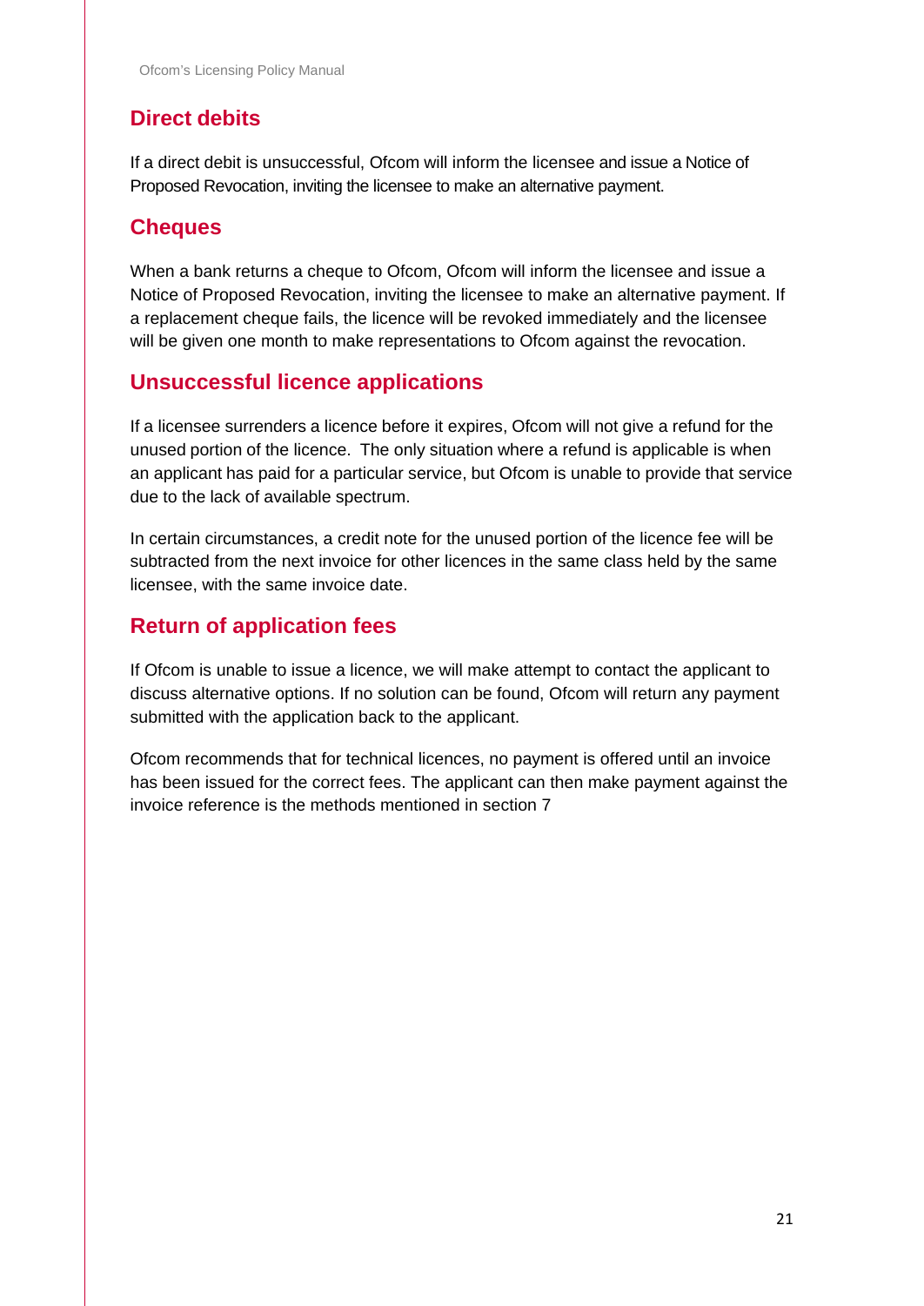## Direct debits

If a direct debit is unsuccessful, Ofcom will inform the licensee and issue a Notice of Proposed Revocation, inviting the licensee to make an alternative payment.

## Cheques

When a bank returns a cheque to Ofcom, Ofcom will inform the licensee and issue a Notice of Proposed Revocation, inviting the licensee to make an alternative payment. If a replacement cheque fails, the licence will be revoked immediately and the licensee will be given one month to make representations to Ofcom against the revocation.

## Unsuccessful licence applications

If a licensee surrenders a licence before it expires, Ofcom will not give a refund for the unused portion of the licence. The only situation where a refund is applicable is when an applicant has paid for a particular service, but Ofcom is unable to provide that service due to the lack of available spectrum.

In certain circumstances, a credit note for the unused portion of the licence fee will be subtracted from the next invoice for other licences in the same class held by the same licensee, with the same invoice date.

## Return of application fees

If Ofcom is unable to issue a licence, we will make attempt to contact the applicant to discuss alternative options. If no solution can be found, Ofcom will return any payment submitted with the application back to the applicant.

Ofcom recommends that for technical licences, no payment is offered until an invoice has been issued for the correct fees. The applicant can then make payment against the invoice reference is the methods mentioned in section 7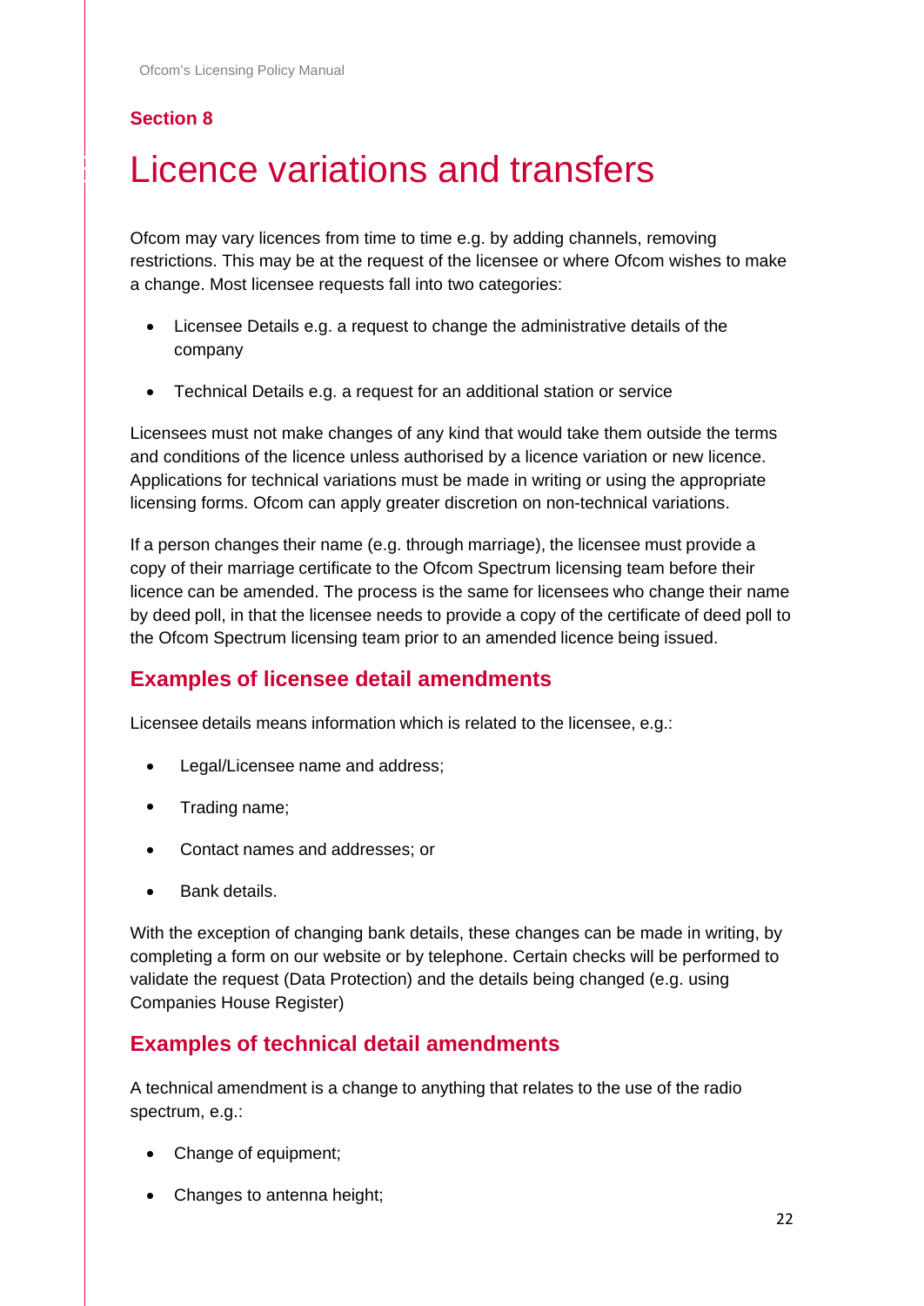## Section 8

# Licence variations and transfers

Ofcom may vary licences from time to time e.g. by adding channels, removing restrictions. This may be at the request of the licensee or where Ofcom wishes to make a change. Most licensee requests fall into two categories:

- Licensee Details e.g. a request to change the administrative details of the company
- Technical Details e.g. a request for an additional station or service

Licensees must not make changes of any kind that would take them outside the terms and conditions of the licence unless authorised by a licence variation or new licence. Applications for technical variations must be made in writing or using the appropriate licensing forms. Ofcom can apply greater discretion on non-technical variations.

If a person changes their name (e.g. through marriage), the licensee must provide a copy of their marriage certificate to the Ofcom Spectrum licensing team before their licence can be amended. The process is the same for licensees who change their name by deed poll, in that the licensee needs to provide a copy of the certificate of deed poll to the Ofcom Spectrum licensing team prior to an amended licence being issued.

## Examples of licensee detail amendments

Licensee details means information which is related to the licensee, e.g.:

- Legal/Licensee name and address;
- Trading name;
- Contact names and addresses; or
- Bank details.

With the exception of changing bank details, these changes can be made in writing, by completing a form on our website or by telephone. Certain checks will be performed to validate the request (Data Protection) and the details being changed (e.g. using Companies House Register)

## Examples of technical detail amendments

A technical amendment is a change to anything that relates to the use of the radio spectrum, e.g.:

- Change of equipment;
- Changes to antenna height;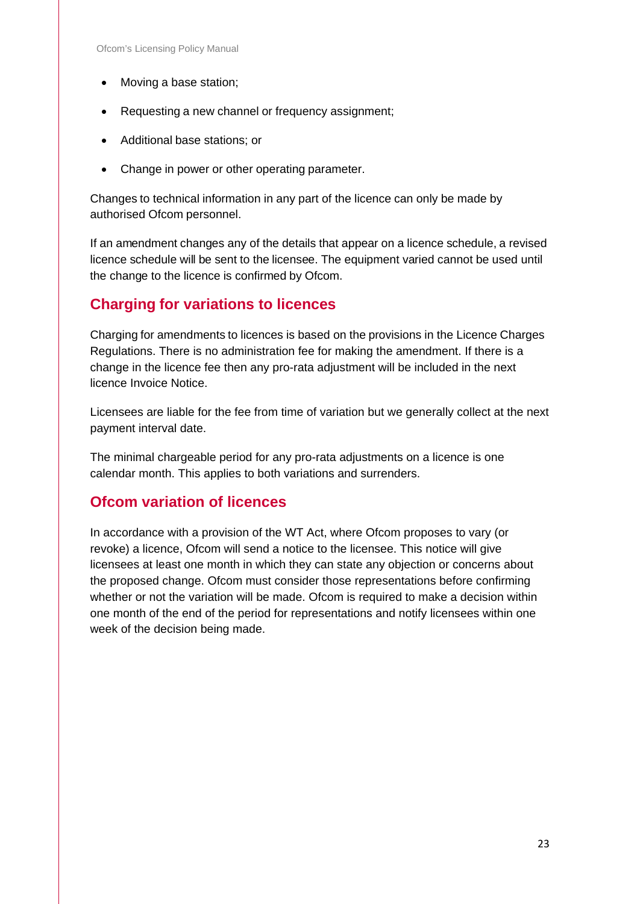- Moving a base station;
- Requesting a new channel or frequency assignment;
- Additional base stations; or
- Change in power or other operating parameter.

Changes to technical information in any part of the licence can only be made by authorised Ofcom personnel.

If an amendment changes any of the details that appear on a licence schedule, a revised licence schedule will be sent to the licensee. The equipment varied cannot be used until the change to the licence is confirmed by Ofcom.

## Charging for variations to licences

Charging for amendments to licences is based on the provisions in the Licence Charges Regulations. There is no administration fee for making the amendment. If there is a change in the licence fee then any pro-rata adjustment will be included in the next licence Invoice Notice.

Licensees are liable for the fee from time of variation but we generally collect at the next payment interval date.

The minimal chargeable period for any pro-rata adjustments on a licence is one calendar month. This applies to both variations and surrenders.

## Ofcom variation of licences

In accordance with a provision of the WT Act, where Ofcom proposes to vary (or revoke) a licence, Ofcom will send a notice to the licensee. This notice will give licensees at least one month in which they can state any objection or concerns about the proposed change. Ofcom must consider those representations before confirming whether or not the variation will be made. Ofcom is required to make a decision within one month of the end of the period for representations and notify licensees within one week of the decision being made.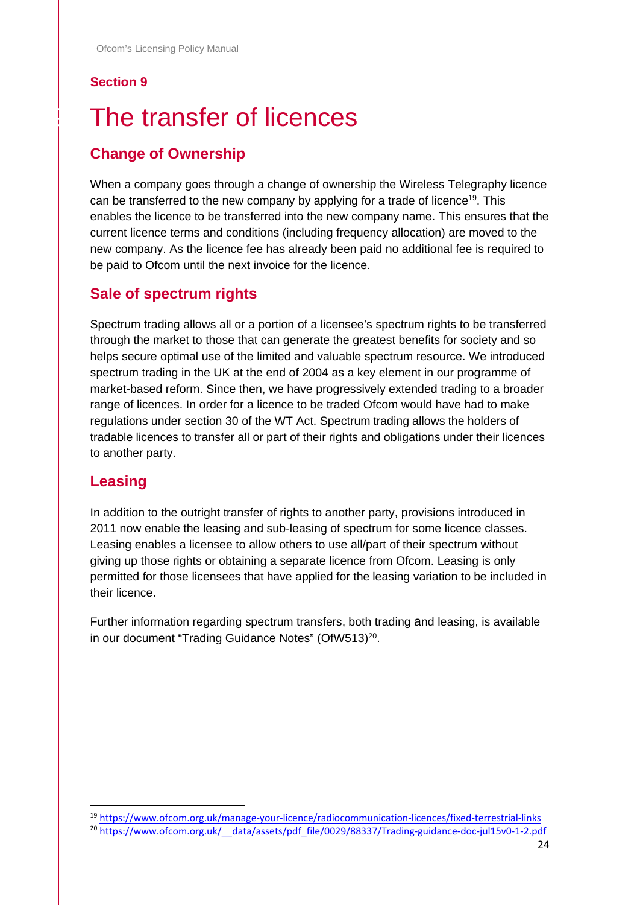Section 9

# The transfer of licences

## Change of Ownership

When a company goes through a change of ownership the Wireless Telegraphy licence can be transferred to the new company by applying for a trade of licence[19]. This enables the licence to be transferred into the new company name. This ensures that the current licence terms and conditions (including frequency allocation) are moved to the new company. As the licence fee has already been paid no additional fee is required to be paid to Ofcom until the next invoice for the licence.

## Sale of spectrum rights

Spectrum trading allows all or a portion of a licensee's spectrum rights to be transferred through the market to those that can generate the greatest benefits for society and so helps secure optimal use of the limited and valuable spectrum resource. We introduced spectrum trading in the UK at the end of 2004 as a key element in our programme of market-based reform. Since then, we have progressively extended trading to a broader range of licences. In order for a licence to be traded Ofcom would have had to make regulations under section 30 of the WT Act. Spectrum trading allows the holders of tradable licences to transfer all or part of their rights and obligations under their licences to another party.

## Leasing

In addition to the outright transfer of rights to another party, provisions introduced in 2011 now enable the leasing and sub-leasing of spectrum for some licence classes. Leasing enables a licensee to allow others to use all/part of their spectrum without giving up those rights or obtaining a separate licence from Ofcom. Leasing is only permitted for those licensees that have applied for the leasing variation to be included in their licence.

Further information regarding spectrum transfers, both trading and leasing, is available in our document "Trading Guidance Notes" (OfW513)[20].

---

[19] https://www.ofcom.org.uk/manage-your-licence/radiocommunication-licences/fixed-terrestrial-links

[20] https://www.ofcom.org.uk/__data/assets/pdf_file/0029/88337/Trading-guidance-doc-jul15v0-1-2.pdf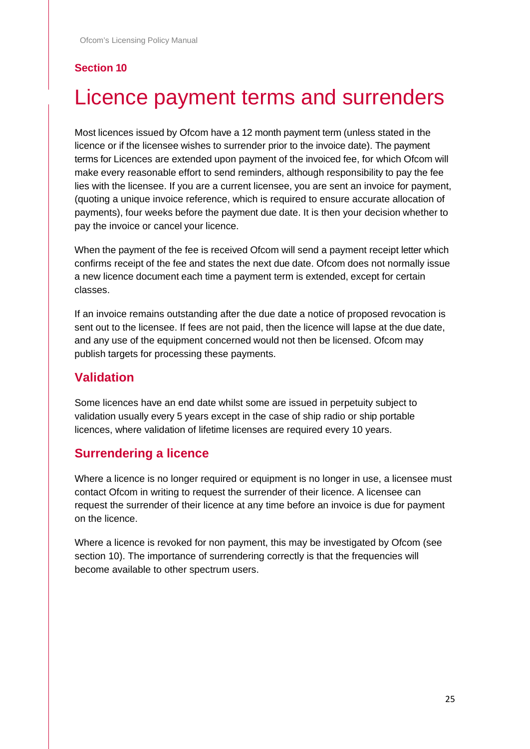**Section 10**

# Licence payment terms and surrenders

Most licences issued by Ofcom have a 12 month payment term (unless stated in the licence or if the licensee wishes to surrender prior to the invoice date). The payment terms for Licences are extended upon payment of the invoiced fee, for which Ofcom will make every reasonable effort to send reminders, although responsibility to pay the fee lies with the licensee. If you are a current licensee, you are sent an invoice for payment, (quoting a unique invoice reference, which is required to ensure accurate allocation of payments), four weeks before the payment due date. It is then your decision whether to pay the invoice or cancel your licence.

When the payment of the fee is received Ofcom will send a payment receipt letter which confirms receipt of the fee and states the next due date. Ofcom does not normally issue a new licence document each time a payment term is extended, except for certain classes.

If an invoice remains outstanding after the due date a notice of proposed revocation is sent out to the licensee. If fees are not paid, then the licence will lapse at the due date, and any use of the equipment concerned would not then be licensed. Ofcom may publish targets for processing these payments.

## Validation

Some licences have an end date whilst some are issued in perpetuity subject to validation usually every 5 years except in the case of ship radio or ship portable licences, where validation of lifetime licenses are required every 10 years.

## Surrendering a licence

Where a licence is no longer required or equipment is no longer in use, a licensee must contact Ofcom in writing to request the surrender of their licence. A licensee can request the surrender of their licence at any time before an invoice is due for payment on the licence.

Where a licence is revoked for non payment, this may be investigated by Ofcom (see section 10). The importance of surrendering correctly is that the frequencies will become available to other spectrum users.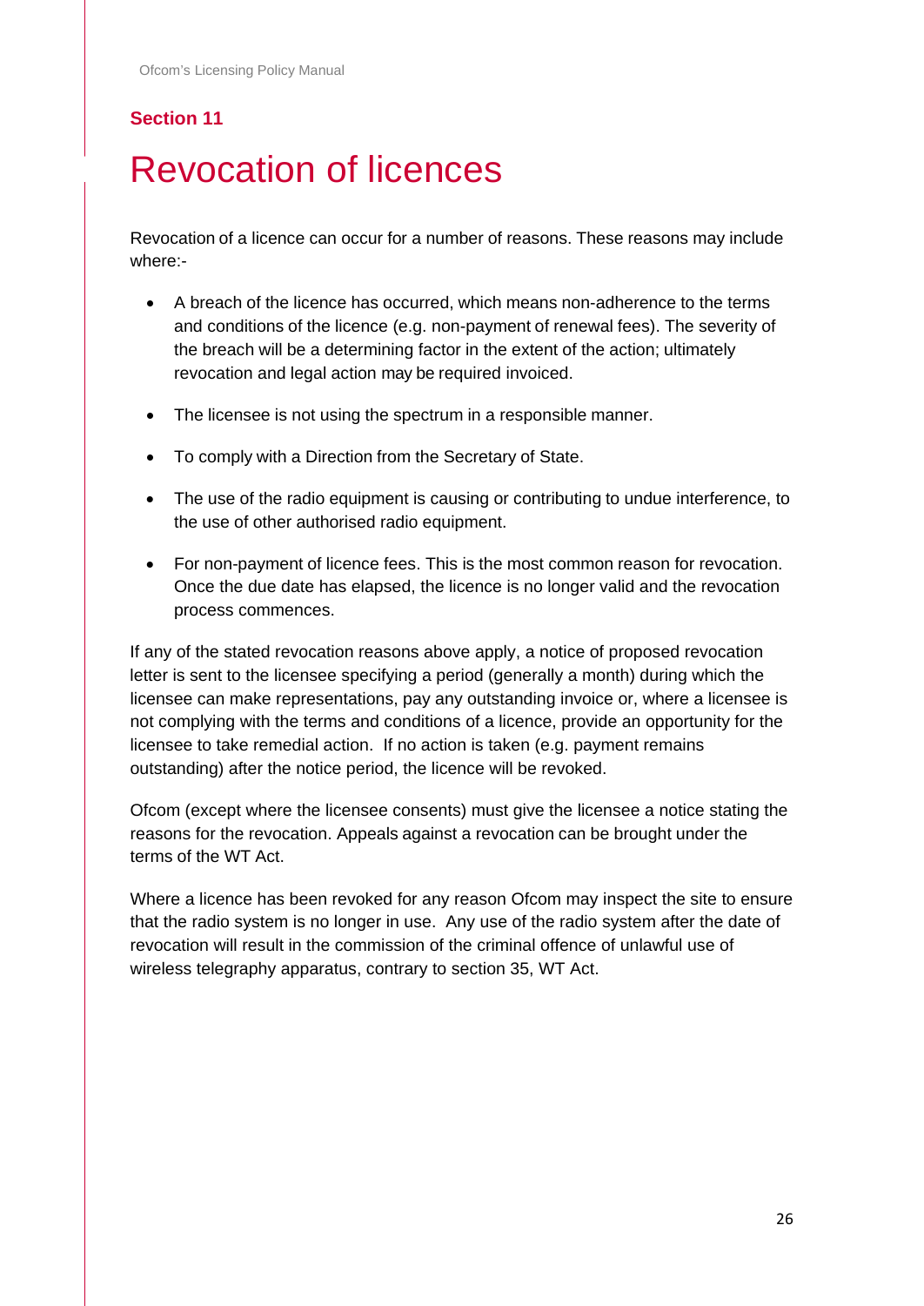## Section 11

# Revocation of licences

Revocation of a licence can occur for a number of reasons. These reasons may include where:-

- A breach of the licence has occurred, which means non-adherence to the terms and conditions of the licence (e.g. non-payment of renewal fees). The severity of the breach will be a determining factor in the extent of the action; ultimately revocation and legal action may be required invoiced.
- The licensee is not using the spectrum in a responsible manner.
- To comply with a Direction from the Secretary of State.
- The use of the radio equipment is causing or contributing to undue interference, to the use of other authorised radio equipment.
- For non-payment of licence fees. This is the most common reason for revocation. Once the due date has elapsed, the licence is no longer valid and the revocation process commences.

If any of the stated revocation reasons above apply, a notice of proposed revocation letter is sent to the licensee specifying a period (generally a month) during which the licensee can make representations, pay any outstanding invoice or, where a licensee is not complying with the terms and conditions of a licence, provide an opportunity for the licensee to take remedial action. If no action is taken (e.g. payment remains outstanding) after the notice period, the licence will be revoked.

Ofcom (except where the licensee consents) must give the licensee a notice stating the reasons for the revocation. Appeals against a revocation can be brought under the terms of the WT Act.

Where a licence has been revoked for any reason Ofcom may inspect the site to ensure that the radio system is no longer in use. Any use of the radio system after the date of revocation will result in the commission of the criminal offence of unlawful use of wireless telegraphy apparatus, contrary to section 35, WT Act.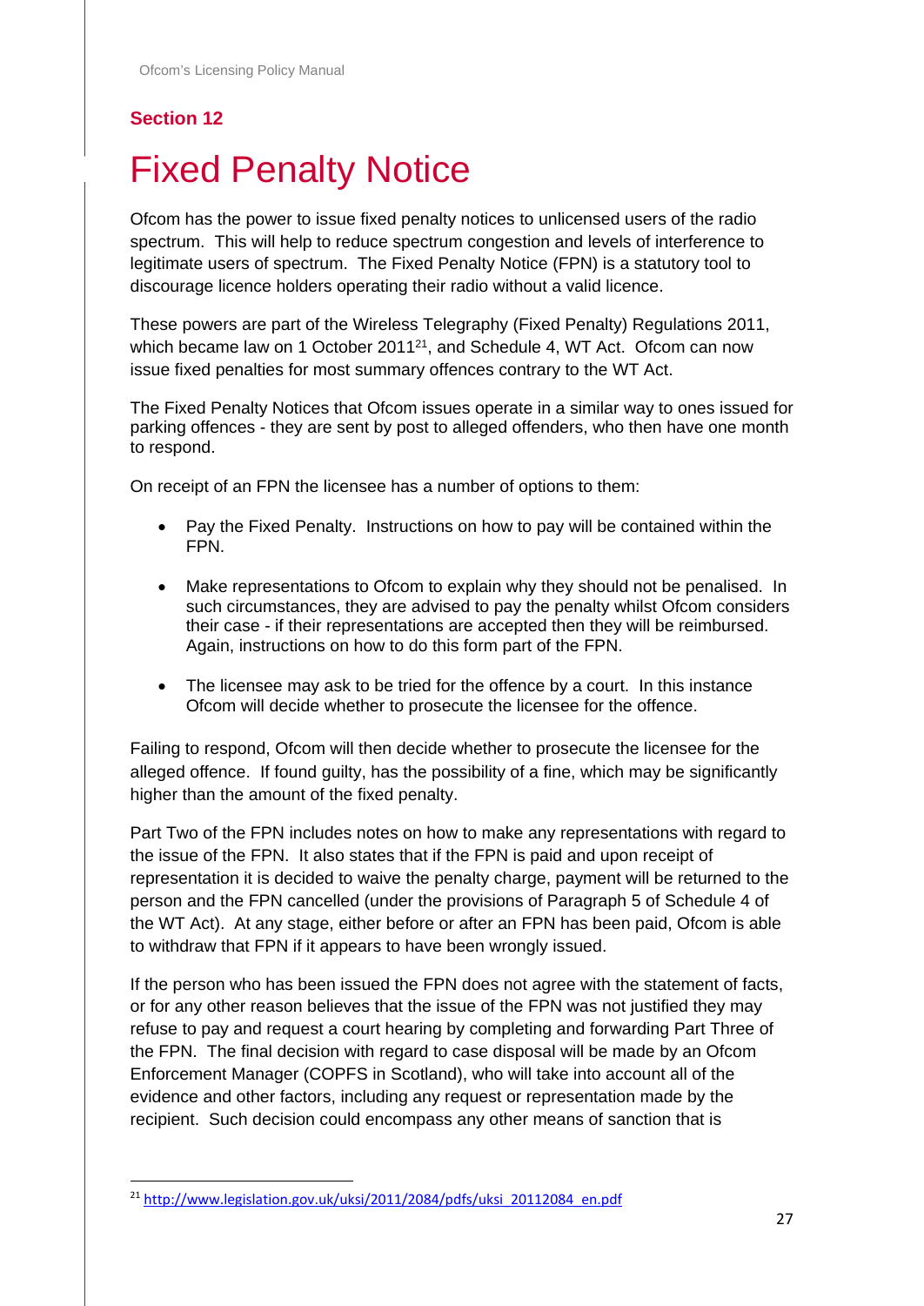## Section 12

# Fixed Penalty Notice

Ofcom has the power to issue fixed penalty notices to unlicensed users of the radio spectrum. This will help to reduce spectrum congestion and levels of interference to legitimate users of spectrum. The Fixed Penalty Notice (FPN) is a statutory tool to discourage licence holders operating their radio without a valid licence.

These powers are part of the Wireless Telegraphy (Fixed Penalty) Regulations 2011, which became law on 1 October 2011[21], and Schedule 4, WT Act. Ofcom can now issue fixed penalties for most summary offences contrary to the WT Act.

The Fixed Penalty Notices that Ofcom issues operate in a similar way to ones issued for parking offences - they are sent by post to alleged offenders, who then have one month to respond.

On receipt of an FPN the licensee has a number of options to them:

- Pay the Fixed Penalty. Instructions on how to pay will be contained within the FPN.
- Make representations to Ofcom to explain why they should not be penalised. In such circumstances, they are advised to pay the penalty whilst Ofcom considers their case - if their representations are accepted then they will be reimbursed. Again, instructions on how to do this form part of the FPN.
- The licensee may ask to be tried for the offence by a court. In this instance Ofcom will decide whether to prosecute the licensee for the offence.

Failing to respond, Ofcom will then decide whether to prosecute the licensee for the alleged offence. If found guilty, has the possibility of a fine, which may be significantly higher than the amount of the fixed penalty.

Part Two of the FPN includes notes on how to make any representations with regard to the issue of the FPN. It also states that if the FPN is paid and upon receipt of representation it is decided to waive the penalty charge, payment will be returned to the person and the FPN cancelled (under the provisions of Paragraph 5 of Schedule 4 of the WT Act). At any stage, either before or after an FPN has been paid, Ofcom is able to withdraw that FPN if it appears to have been wrongly issued.

If the person who has been issued the FPN does not agree with the statement of facts, or for any other reason believes that the issue of the FPN was not justified they may refuse to pay and request a court hearing by completing and forwarding Part Three of the FPN. The final decision with regard to case disposal will be made by an Ofcom Enforcement Manager (COPFS in Scotland), who will take into account all of the evidence and other factors, including any request or representation made by the recipient. Such decision could encompass any other means of sanction that is

[21] http://www.legislation.gov.uk/uksi/2011/2084/pdfs/uksi_20112084_en.pdf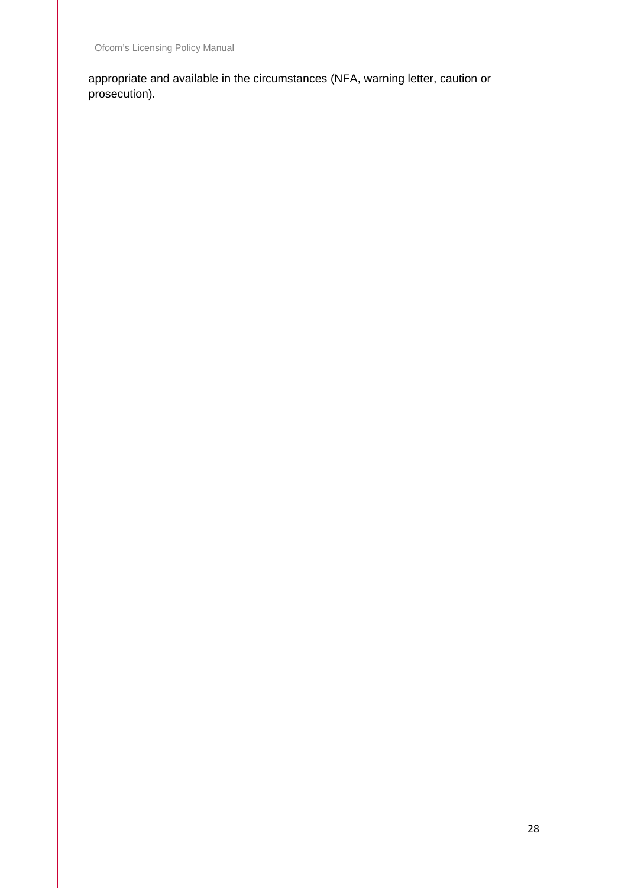appropriate and available in the circumstances (NFA, warning letter, caution or prosecution).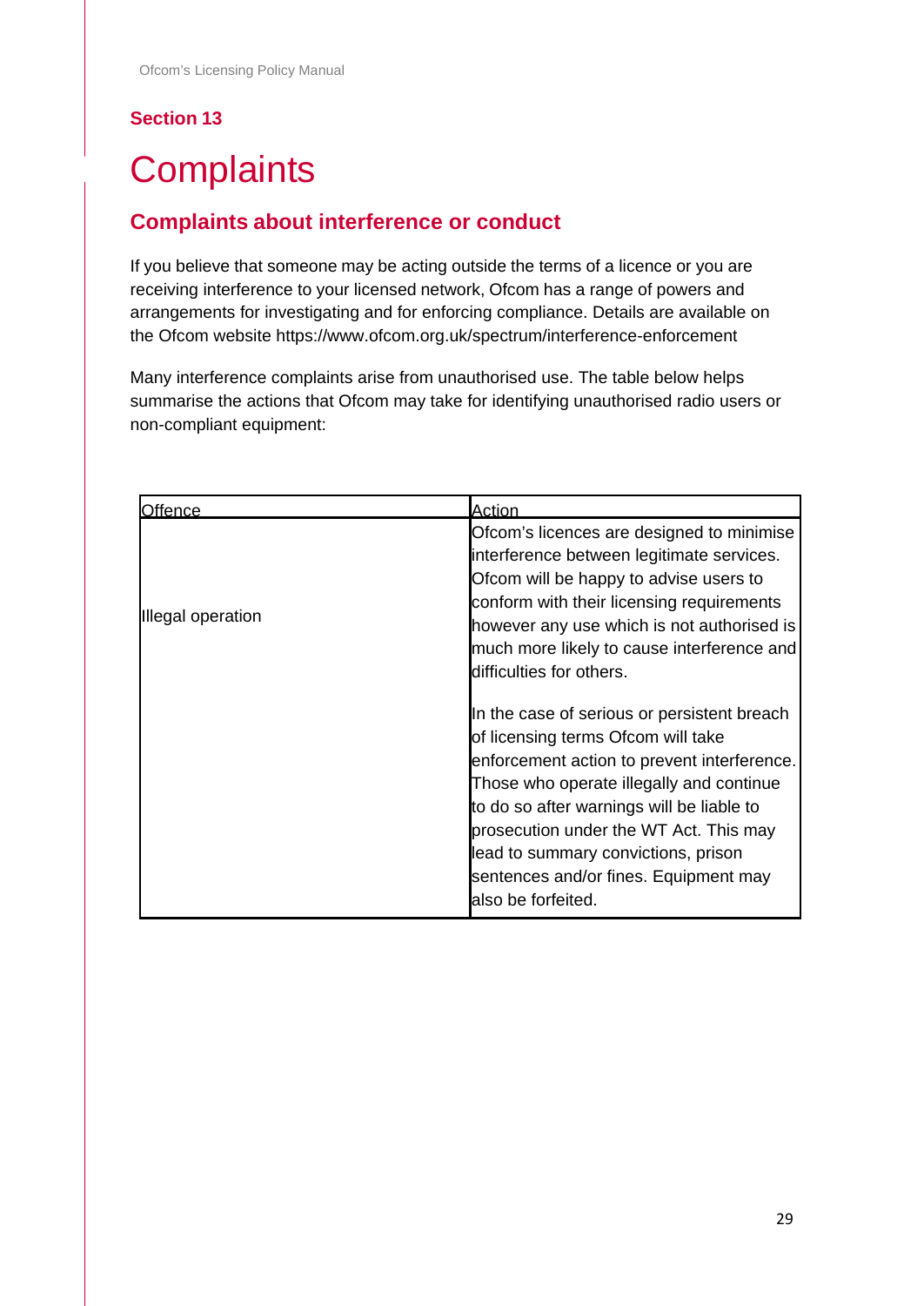Section 13

# Complaints

## Complaints about interference or conduct

If you believe that someone may be acting outside the terms of a licence or you are receiving interference to your licensed network, Ofcom has a range of powers and arrangements for investigating and for enforcing compliance. Details are available on the Ofcom website https://www.ofcom.org.uk/spectrum/interference-enforcement

Many interference complaints arise from unauthorised use. The table below helps summarise the actions that Ofcom may take for identifying unauthorised radio users or non-compliant equipment:

| Offence | Action |
|---|---|
| Illegal operation | Ofcom's licences are designed to minimise interference between legitimate services. Ofcom will be happy to advise users to conform with their licensing requirements however any use which is not authorised is much more likely to cause interference and difficulties for others. |
| | In the case of serious or persistent breach of licensing terms Ofcom will take enforcement action to prevent interference. Those who operate illegally and continue to do so after warnings will be liable to prosecution under the WT Act. This may lead to summary convictions, prison sentences and/or fines. Equipment may also be forfeited. |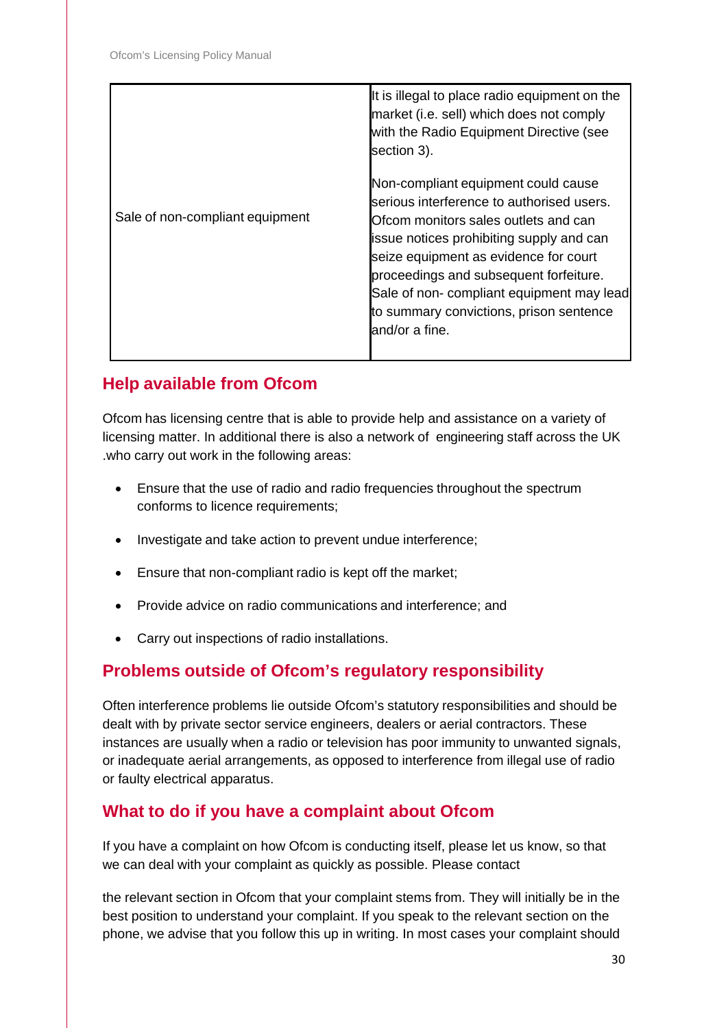| Sale of non-compliant equipment | It is illegal to place radio equipment on the market (i.e. sell) which does not comply with the Radio Equipment Directive (see section 3).<br><br>Non-compliant equipment could cause serious interference to authorised users. Ofcom monitors sales outlets and can issue notices prohibiting supply and can seize equipment as evidence for court proceedings and subsequent forfeiture. Sale of non- compliant equipment may lead to summary convictions, prison sentence and/or a fine. |
|---|---|

## Help available from Ofcom

Ofcom has licensing centre that is able to provide help and assistance on a variety of licensing matter. In additional there is also a network of engineering staff across the UK .who carry out work in the following areas:

- Ensure that the use of radio and radio frequencies throughout the spectrum conforms to licence requirements;
- Investigate and take action to prevent undue interference;
- Ensure that non-compliant radio is kept off the market;
- Provide advice on radio communications and interference; and
- Carry out inspections of radio installations.

## Problems outside of Ofcom's regulatory responsibility

Often interference problems lie outside Ofcom's statutory responsibilities and should be dealt with by private sector service engineers, dealers or aerial contractors. These instances are usually when a radio or television has poor immunity to unwanted signals, or inadequate aerial arrangements, as opposed to interference from illegal use of radio or faulty electrical apparatus.

## What to do if you have a complaint about Ofcom

If you have a complaint on how Ofcom is conducting itself, please let us know, so that we can deal with your complaint as quickly as possible. Please contact

the relevant section in Ofcom that your complaint stems from. They will initially be in the best position to understand your complaint. If you speak to the relevant section on the phone, we advise that you follow this up in writing. In most cases your complaint should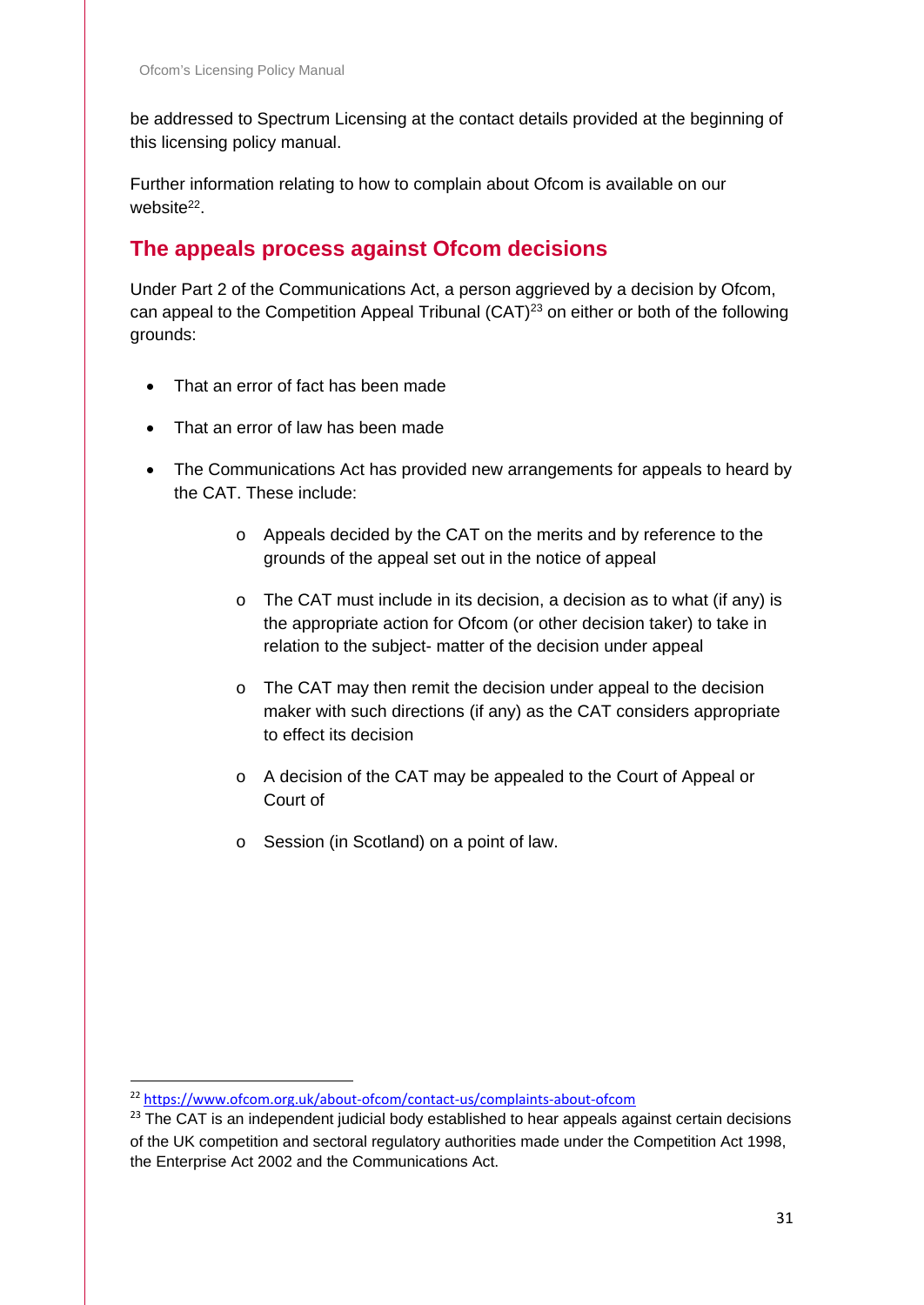be addressed to Spectrum Licensing at the contact details provided at the beginning of this licensing policy manual.

Further information relating to how to complain about Ofcom is available on our website[22].

## The appeals process against Ofcom decisions

Under Part 2 of the Communications Act, a person aggrieved by a decision by Ofcom, can appeal to the Competition Appeal Tribunal (CAT)[23] on either or both of the following grounds:

- That an error of fact has been made
- That an error of law has been made
- The Communications Act has provided new arrangements for appeals to heard by the CAT. These include:
    - Appeals decided by the CAT on the merits and by reference to the grounds of the appeal set out in the notice of appeal
    - The CAT must include in its decision, a decision as to what (if any) is the appropriate action for Ofcom (or other decision taker) to take in relation to the subject- matter of the decision under appeal
    - The CAT may then remit the decision under appeal to the decision maker with such directions (if any) as the CAT considers appropriate to effect its decision
    - A decision of the CAT may be appealed to the Court of Appeal or Court of
    - Session (in Scotland) on a point of law.

[22] https://www.ofcom.org.uk/about-ofcom/contact-us/complaints-about-ofcom

[23] The CAT is an independent judicial body established to hear appeals against certain decisions of the UK competition and sectoral regulatory authorities made under the Competition Act 1998, the Enterprise Act 2002 and the Communications Act.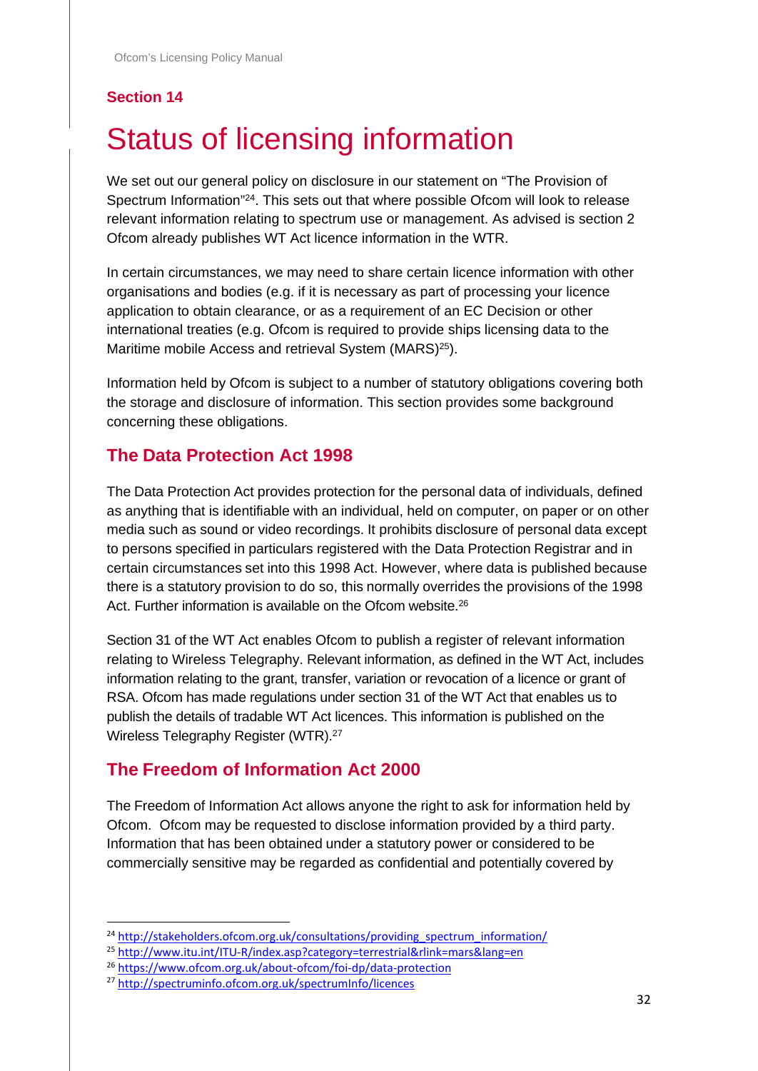Section 14

# Status of licensing information

We set out our general policy on disclosure in our statement on "The Provision of Spectrum Information"[24]. This sets out that where possible Ofcom will look to release relevant information relating to spectrum use or management. As advised is section 2 Ofcom already publishes WT Act licence information in the WTR.

In certain circumstances, we may need to share certain licence information with other organisations and bodies (e.g. if it is necessary as part of processing your licence application to obtain clearance, or as a requirement of an EC Decision or other international treaties (e.g. Ofcom is required to provide ships licensing data to the Maritime mobile Access and retrieval System (MARS)[25]).

Information held by Ofcom is subject to a number of statutory obligations covering both the storage and disclosure of information. This section provides some background concerning these obligations.

## The Data Protection Act 1998

The Data Protection Act provides protection for the personal data of individuals, defined as anything that is identifiable with an individual, held on computer, on paper or on other media such as sound or video recordings. It prohibits disclosure of personal data except to persons specified in particulars registered with the Data Protection Registrar and in certain circumstances set into this 1998 Act. However, where data is published because there is a statutory provision to do so, this normally overrides the provisions of the 1998 Act. Further information is available on the Ofcom website.[26]

Section 31 of the WT Act enables Ofcom to publish a register of relevant information relating to Wireless Telegraphy. Relevant information, as defined in the WT Act, includes information relating to the grant, transfer, variation or revocation of a licence or grant of RSA. Ofcom has made regulations under section 31 of the WT Act that enables us to publish the details of tradable WT Act licences. This information is published on the Wireless Telegraphy Register (WTR).[27]

## The Freedom of Information Act 2000

The Freedom of Information Act allows anyone the right to ask for information held by Ofcom. Ofcom may be requested to disclose information provided by a third party. Information that has been obtained under a statutory power or considered to be commercially sensitive may be regarded as confidential and potentially covered by

---

[24] http://stakeholders.ofcom.org.uk/consultations/providing_spectrum_information/

[25] http://www.itu.int/ITU-R/index.asp?category=terrestrial&rlink=mars&lang=en

[26] https://www.ofcom.org.uk/about-ofcom/foi-dp/data-protection

[27] http://spectruminfo.ofcom.org.uk/spectrumInfo/licences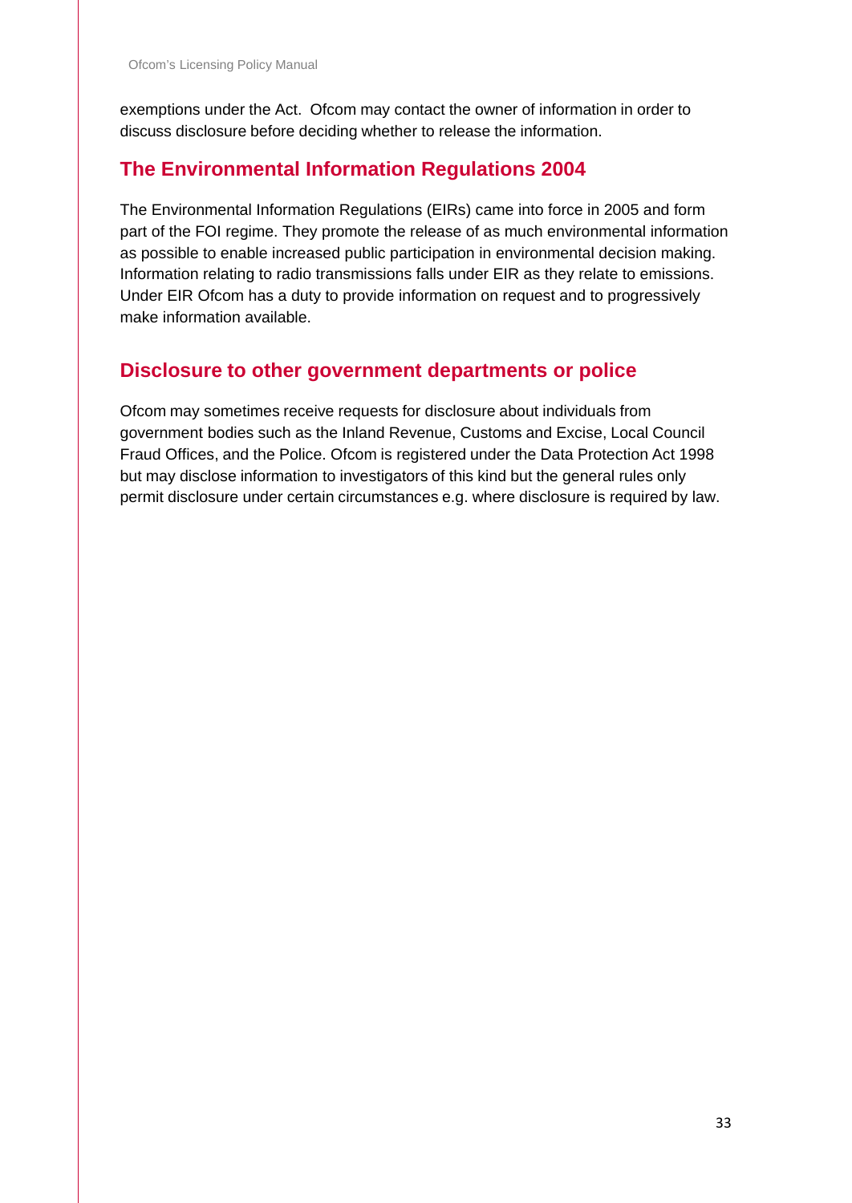exemptions under the Act. Ofcom may contact the owner of information in order to discuss disclosure before deciding whether to release the information.

## The Environmental Information Regulations 2004

The Environmental Information Regulations (EIRs) came into force in 2005 and form part of the FOI regime. They promote the release of as much environmental information as possible to enable increased public participation in environmental decision making. Information relating to radio transmissions falls under EIR as they relate to emissions. Under EIR Ofcom has a duty to provide information on request and to progressively make information available.

## Disclosure to other government departments or police

Ofcom may sometimes receive requests for disclosure about individuals from government bodies such as the Inland Revenue, Customs and Excise, Local Council Fraud Offices, and the Police. Ofcom is registered under the Data Protection Act 1998 but may disclose information to investigators of this kind but the general rules only permit disclosure under certain circumstances e.g. where disclosure is required by law.